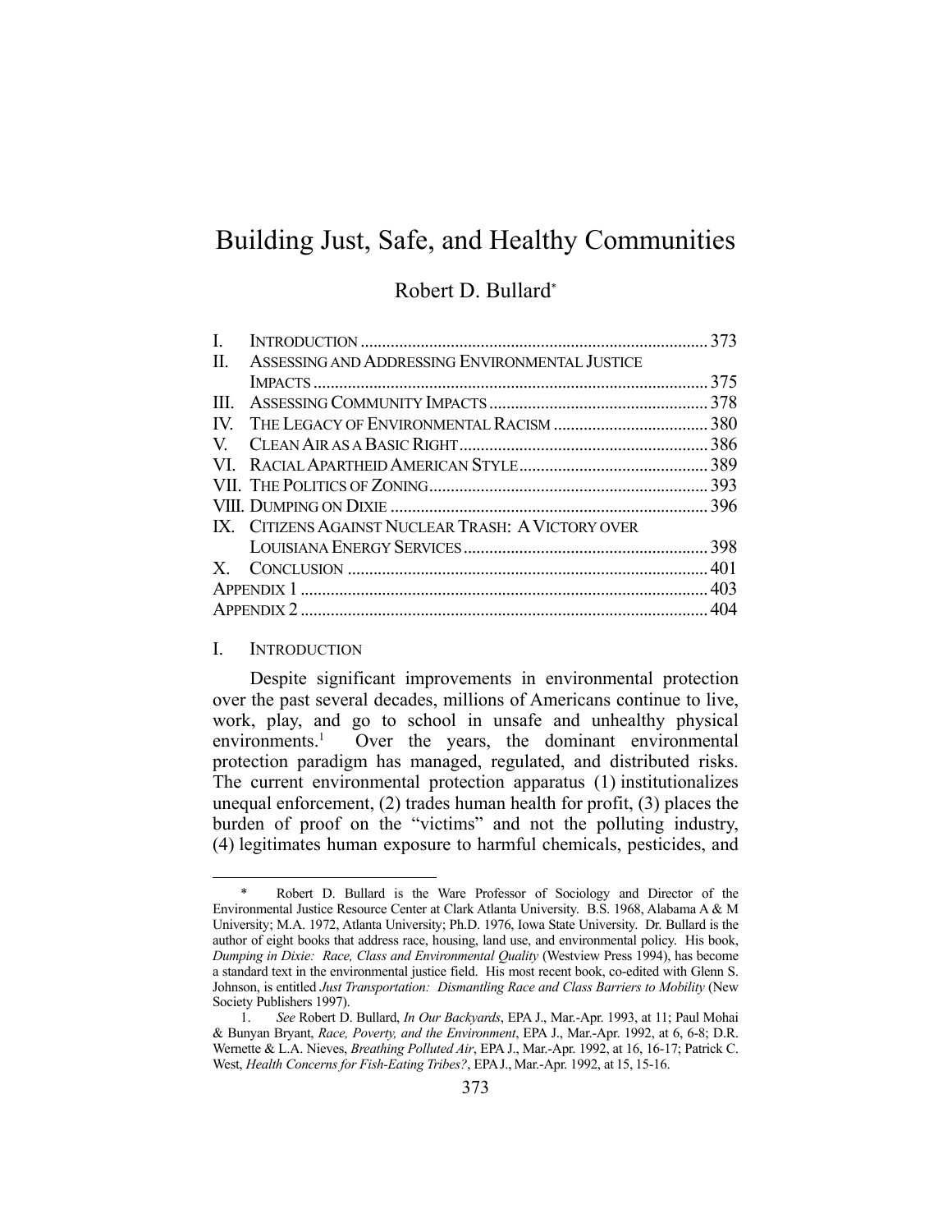# Building Just, Safe, and Healthy Communities

Robert D. Bullard*

| | | |
|---|---|---|
| I. | INTRODUCTION | 373 |
| II. | ASSESSING AND ADDRESSING ENVIRONMENTAL JUSTICE IMPACTS | 375 |
| III. | ASSESSING COMMUNITY IMPACTS | 378 |
| IV. | THE LEGACY OF ENVIRONMENTAL RACISM | 380 |
| V. | CLEAN AIR AS A BASIC RIGHT | 386 |
| VI. | RACIAL APARTHEID AMERICAN STYLE | 389 |
| VII. | THE POLITICS OF ZONING | 393 |
| VIII. | DUMPING ON DIXIE | 396 |
| IX. | CITIZENS AGAINST NUCLEAR TRASH: A VICTORY OVER LOUISIANA ENERGY SERVICES | 398 |
| X. | CONCLUSION | 401 |
| | APPENDIX 1 | 403 |
| | APPENDIX 2 | 404 |

## I. INTRODUCTION

Despite significant improvements in environmental protection over the past several decades, millions of Americans continue to live, work, play, and go to school in unsafe and unhealthy physical environments.[1] Over the years, the dominant environmental protection paradigm has managed, regulated, and distributed risks. The current environmental protection apparatus (1) institutionalizes unequal enforcement, (2) trades human health for profit, (3) places the burden of proof on the "victims" and not the polluting industry, (4) legitimates human exposure to harmful chemicals, pesticides, and

---

\* Robert D. Bullard is the Ware Professor of Sociology and Director of the Environmental Justice Resource Center at Clark Atlanta University. B.S. 1968, Alabama A & M University; M.A. 1972, Atlanta University; Ph.D. 1976, Iowa State University. Dr. Bullard is the author of eight books that address race, housing, land use, and environmental policy. His book, *Dumping in Dixie: Race, Class and Environmental Quality* (Westview Press 1994), has become a standard text in the environmental justice field. His most recent book, co-edited with Glenn S. Johnson, is entitled *Just Transportation: Dismantling Race and Class Barriers to Mobility* (New Society Publishers 1997).

1. *See* Robert D. Bullard, *In Our Backyards*, EPA J., Mar.-Apr. 1993, at 11; Paul Mohai & Bunyan Bryant, *Race, Poverty, and the Environment*, EPA J., Mar.-Apr. 1992, at 6, 6-8; D.R. Wernette & L.A. Nieves, *Breathing Polluted Air*, EPA J., Mar.-Apr. 1992, at 16, 16-17; Patrick C. West, *Health Concerns for Fish-Eating Tribes?*, EPA J., Mar.-Apr. 1992, at 15, 15-16.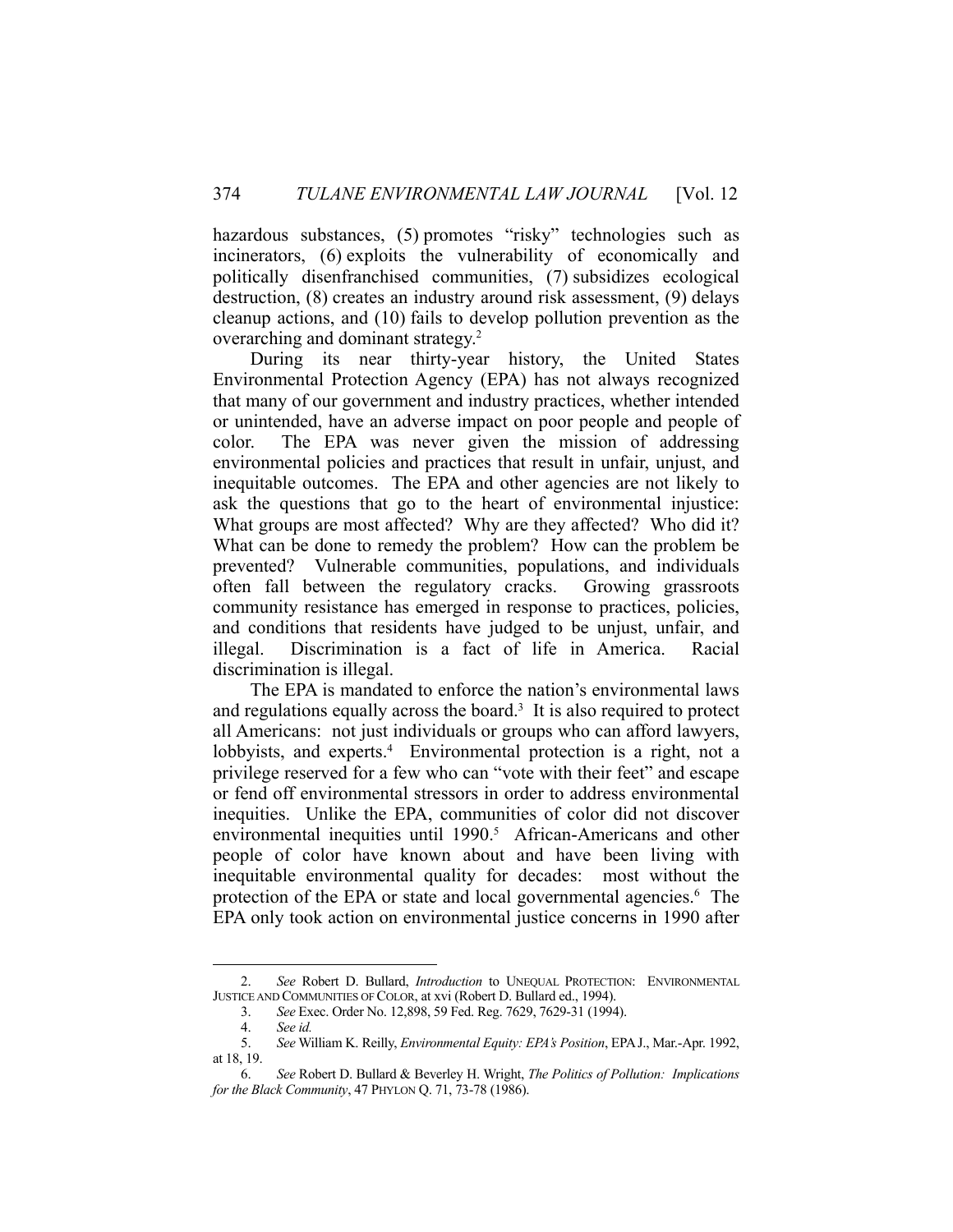hazardous substances, (5) promotes "risky" technologies such as incinerators, (6) exploits the vulnerability of economically and politically disenfranchised communities, (7) subsidizes ecological destruction, (8) creates an industry around risk assessment, (9) delays cleanup actions, and (10) fails to develop pollution prevention as the overarching and dominant strategy.[2]

During its near thirty-year history, the United States Environmental Protection Agency (EPA) has not always recognized that many of our government and industry practices, whether intended or unintended, have an adverse impact on poor people and people of color. The EPA was never given the mission of addressing environmental policies and practices that result in unfair, unjust, and inequitable outcomes. The EPA and other agencies are not likely to ask the questions that go to the heart of environmental injustice: What groups are most affected? Why are they affected? Who did it? What can be done to remedy the problem? How can the problem be prevented? Vulnerable communities, populations, and individuals often fall between the regulatory cracks. Growing grassroots community resistance has emerged in response to practices, policies, and conditions that residents have judged to be unjust, unfair, and illegal. Discrimination is a fact of life in America. Racial discrimination is illegal.

The EPA is mandated to enforce the nation's environmental laws and regulations equally across the board.[3] It is also required to protect all Americans: not just individuals or groups who can afford lawyers, lobbyists, and experts.[4] Environmental protection is a right, not a privilege reserved for a few who can "vote with their feet" and escape or fend off environmental stressors in order to address environmental inequities. Unlike the EPA, communities of color did not discover environmental inequities until 1990.[5] African-Americans and other people of color have known about and have been living with inequitable environmental quality for decades: most without the protection of the EPA or state and local governmental agencies.[6] The EPA only took action on environmental justice concerns in 1990 after

---

2. *See* Robert D. Bullard, *Introduction* to UNEQUAL PROTECTION: ENVIRONMENTAL JUSTICE AND COMMUNITIES OF COLOR, at xvi (Robert D. Bullard ed., 1994).

3. *See* Exec. Order No. 12,898, 59 Fed. Reg. 7629, 7629-31 (1994).

4. *See id.*

5. *See* William K. Reilly, *Environmental Equity: EPA's Position*, EPA J., Mar.-Apr. 1992, at 18, 19.

6. *See* Robert D. Bullard & Beverley H. Wright, *The Politics of Pollution: Implications for the Black Community*, 47 PHYLON Q. 71, 73-78 (1986).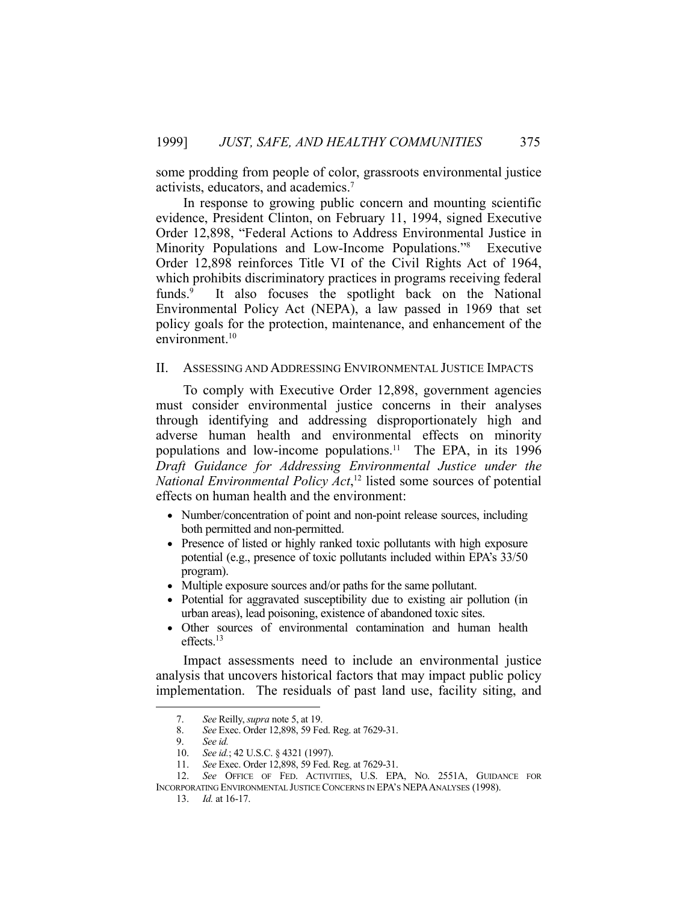some prodding from people of color, grassroots environmental justice activists, educators, and academics.[7]

In response to growing public concern and mounting scientific evidence, President Clinton, on February 11, 1994, signed Executive Order 12,898, "Federal Actions to Address Environmental Justice in Minority Populations and Low-Income Populations."[8] Executive Order 12,898 reinforces Title VI of the Civil Rights Act of 1964, which prohibits discriminatory practices in programs receiving federal funds.[9] It also focuses the spotlight back on the National Environmental Policy Act (NEPA), a law passed in 1969 that set policy goals for the protection, maintenance, and enhancement of the environment.[10]

## II. ASSESSING AND ADDRESSING ENVIRONMENTAL JUSTICE IMPACTS

To comply with Executive Order 12,898, government agencies must consider environmental justice concerns in their analyses through identifying and addressing disproportionately high and adverse human health and environmental effects on minority populations and low-income populations.[11] The EPA, in its 1996 *Draft Guidance for Addressing Environmental Justice under the National Environmental Policy Act*,[12] listed some sources of potential effects on human health and the environment:

- Number/concentration of point and non-point release sources, including both permitted and non-permitted.
- Presence of listed or highly ranked toxic pollutants with high exposure potential (e.g., presence of toxic pollutants included within EPA's 33/50 program).
- Multiple exposure sources and/or paths for the same pollutant.
- Potential for aggravated susceptibility due to existing air pollution (in urban areas), lead poisoning, existence of abandoned toxic sites.
- Other sources of environmental contamination and human health effects.[13]

Impact assessments need to include an environmental justice analysis that uncovers historical factors that may impact public policy implementation. The residuals of past land use, facility siting, and

---

7. *See* Reilly, *supra* note 5, at 19.
8. *See* Exec. Order 12,898, 59 Fed. Reg. at 7629-31.
9. *See id.*
10. *See id.*; 42 U.S.C. § 4321 (1997).
11. *See* Exec. Order 12,898, 59 Fed. Reg. at 7629-31.
12. *See* OFFICE OF FED. ACTIVITIES, U.S. EPA, NO. 2551A, GUIDANCE FOR INCORPORATING ENVIRONMENTAL JUSTICE CONCERNS IN EPA'S NEPA ANALYSES (1998).
13. *Id.* at 16-17.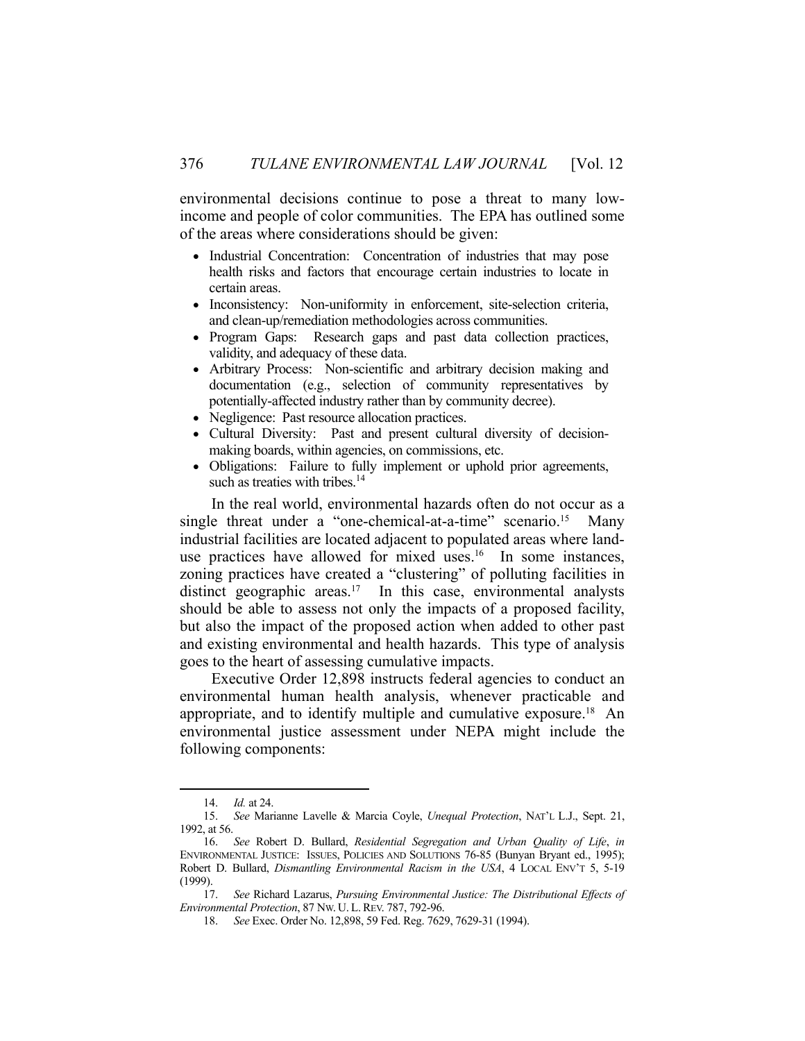environmental decisions continue to pose a threat to many low-income and people of color communities. The EPA has outlined some of the areas where considerations should be given:

- Industrial Concentration: Concentration of industries that may pose health risks and factors that encourage certain industries to locate in certain areas.
- Inconsistency: Non-uniformity in enforcement, site-selection criteria, and clean-up/remediation methodologies across communities.
- Program Gaps: Research gaps and past data collection practices, validity, and adequacy of these data.
- Arbitrary Process: Non-scientific and arbitrary decision making and documentation (e.g., selection of community representatives by potentially-affected industry rather than by community decree).
- Negligence: Past resource allocation practices.
- Cultural Diversity: Past and present cultural diversity of decision-making boards, within agencies, on commissions, etc.
- Obligations: Failure to fully implement or uphold prior agreements, such as treaties with tribes.[14]

In the real world, environmental hazards often do not occur as a single threat under a "one-chemical-at-a-time" scenario.[15] Many industrial facilities are located adjacent to populated areas where land-use practices have allowed for mixed uses.[16] In some instances, zoning practices have created a "clustering" of polluting facilities in distinct geographic areas.[17] In this case, environmental analysts should be able to assess not only the impacts of a proposed facility, but also the impact of the proposed action when added to other past and existing environmental and health hazards. This type of analysis goes to the heart of assessing cumulative impacts.

Executive Order 12,898 instructs federal agencies to conduct an environmental human health analysis, whenever practicable and appropriate, and to identify multiple and cumulative exposure.[18] An environmental justice assessment under NEPA might include the following components:

---

14. *Id.* at 24.

15. *See* Marianne Lavelle & Marcia Coyle, *Unequal Protection*, NAT'L L.J., Sept. 21, 1992, at 56.

16. *See* Robert D. Bullard, *Residential Segregation and Urban Quality of Life*, *in* ENVIRONMENTAL JUSTICE: ISSUES, POLICIES AND SOLUTIONS 76-85 (Bunyan Bryant ed., 1995); Robert D. Bullard, *Dismantling Environmental Racism in the USA*, 4 LOCAL ENV'T 5, 5-19 (1999).

17. *See* Richard Lazarus, *Pursuing Environmental Justice: The Distributional Effects of Environmental Protection*, 87 NW. U. L. REV. 787, 792-96.

18. *See* Exec. Order No. 12,898, 59 Fed. Reg. 7629, 7629-31 (1994).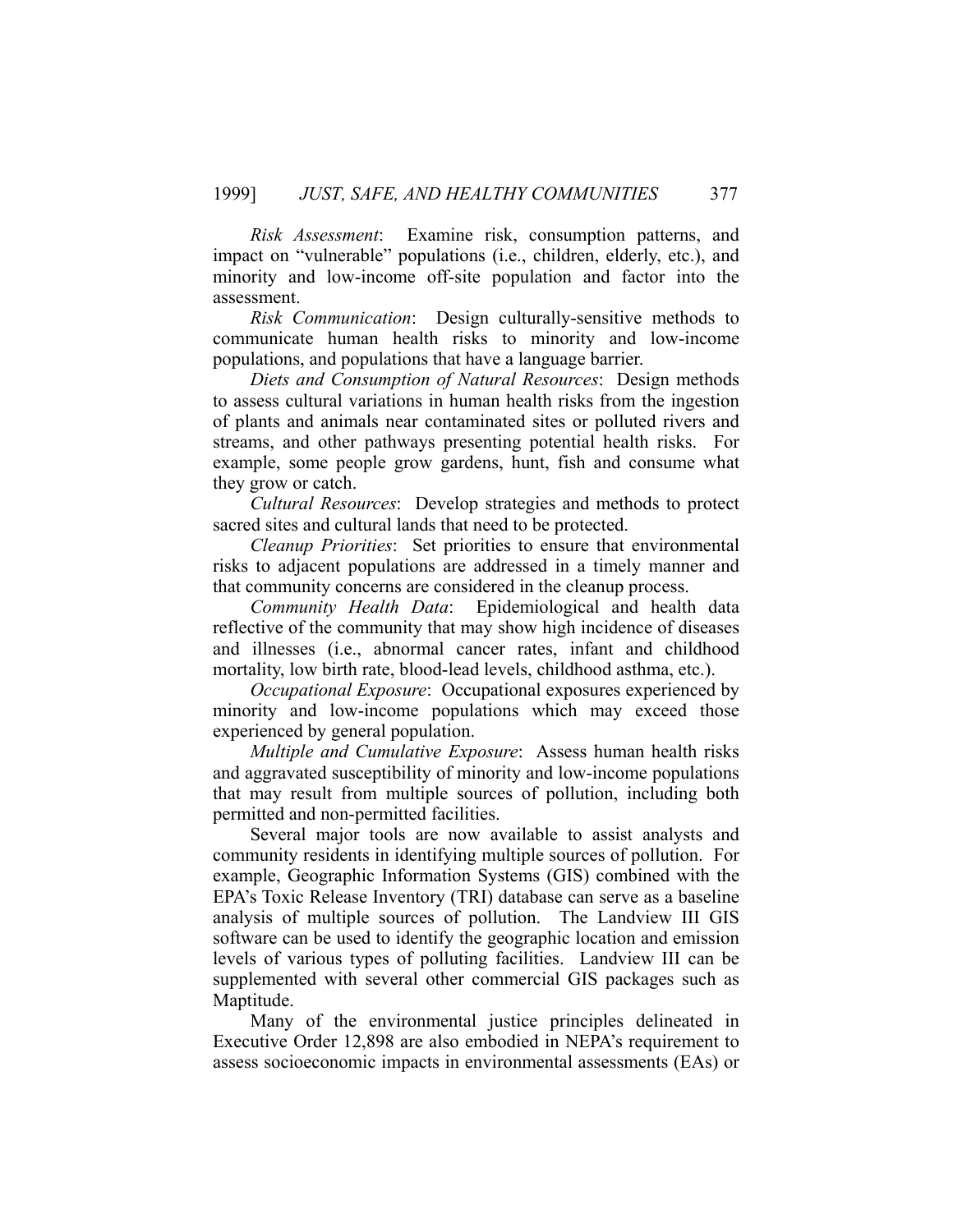*Risk Assessment*: Examine risk, consumption patterns, and impact on "vulnerable" populations (i.e., children, elderly, etc.), and minority and low-income off-site population and factor into the assessment.

*Risk Communication*: Design culturally-sensitive methods to communicate human health risks to minority and low-income populations, and populations that have a language barrier.

*Diets and Consumption of Natural Resources*: Design methods to assess cultural variations in human health risks from the ingestion of plants and animals near contaminated sites or polluted rivers and streams, and other pathways presenting potential health risks. For example, some people grow gardens, hunt, fish and consume what they grow or catch.

*Cultural Resources*: Develop strategies and methods to protect sacred sites and cultural lands that need to be protected.

*Cleanup Priorities*: Set priorities to ensure that environmental risks to adjacent populations are addressed in a timely manner and that community concerns are considered in the cleanup process.

*Community Health Data*: Epidemiological and health data reflective of the community that may show high incidence of diseases and illnesses (i.e., abnormal cancer rates, infant and childhood mortality, low birth rate, blood-lead levels, childhood asthma, etc.).

*Occupational Exposure*: Occupational exposures experienced by minority and low-income populations which may exceed those experienced by general population.

*Multiple and Cumulative Exposure*: Assess human health risks and aggravated susceptibility of minority and low-income populations that may result from multiple sources of pollution, including both permitted and non-permitted facilities.

Several major tools are now available to assist analysts and community residents in identifying multiple sources of pollution. For example, Geographic Information Systems (GIS) combined with the EPA's Toxic Release Inventory (TRI) database can serve as a baseline analysis of multiple sources of pollution. The Landview III GIS software can be used to identify the geographic location and emission levels of various types of polluting facilities. Landview III can be supplemented with several other commercial GIS packages such as Maptitude.

Many of the environmental justice principles delineated in Executive Order 12,898 are also embodied in NEPA's requirement to assess socioeconomic impacts in environmental assessments (EAs) or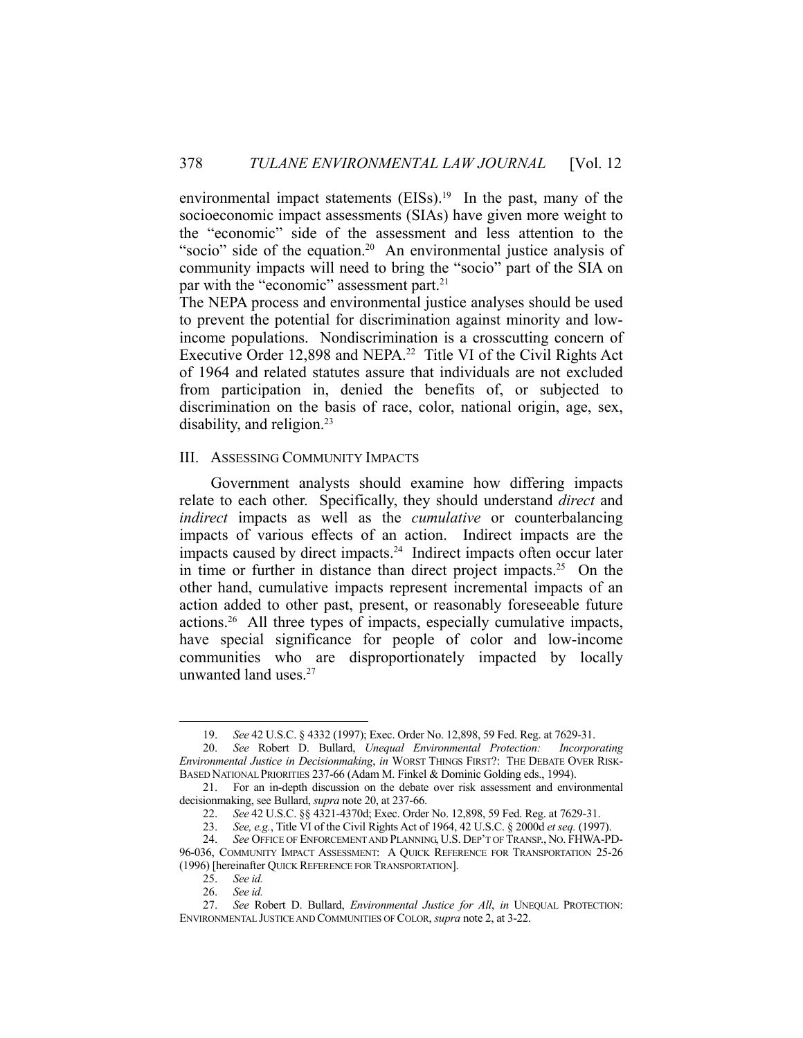environmental impact statements (EISs).[19] In the past, many of the socioeconomic impact assessments (SIAs) have given more weight to the "economic" side of the assessment and less attention to the "socio" side of the equation.[20] An environmental justice analysis of community impacts will need to bring the "socio" part of the SIA on par with the "economic" assessment part.[21]

The NEPA process and environmental justice analyses should be used to prevent the potential for discrimination against minority and low-income populations. Nondiscrimination is a crosscutting concern of Executive Order 12,898 and NEPA.[22] Title VI of the Civil Rights Act of 1964 and related statutes assure that individuals are not excluded from participation in, denied the benefits of, or subjected to discrimination on the basis of race, color, national origin, age, sex, disability, and religion.[23]

## III. Assessing Community Impacts

Government analysts should examine how differing impacts relate to each other. Specifically, they should understand *direct* and *indirect* impacts as well as the *cumulative* or counterbalancing impacts of various effects of an action. Indirect impacts are the impacts caused by direct impacts.[24] Indirect impacts often occur later in time or further in distance than direct project impacts.[25] On the other hand, cumulative impacts represent incremental impacts of an action added to other past, present, or reasonably foreseeable future actions.[26] All three types of impacts, especially cumulative impacts, have special significance for people of color and low-income communities who are disproportionately impacted by locally unwanted land uses.[27]

---

19. *See* 42 U.S.C. § 4332 (1997); Exec. Order No. 12,898, 59 Fed. Reg. at 7629-31.

20. *See* Robert D. Bullard, *Unequal Environmental Protection: Incorporating Environmental Justice in Decisionmaking*, *in* WORST THINGS FIRST?: THE DEBATE OVER RISK-BASED NATIONAL PRIORITIES 237-66 (Adam M. Finkel & Dominic Golding eds., 1994).

21. For an in-depth discussion on the debate over risk assessment and environmental decisionmaking, see Bullard, *supra* note 20, at 237-66.

22. *See* 42 U.S.C. §§ 4321-4370d; Exec. Order No. 12,898, 59 Fed. Reg. at 7629-31.

23. *See, e.g.*, Title VI of the Civil Rights Act of 1964, 42 U.S.C. § 2000d *et seq.* (1997).

24. *See* OFFICE OF ENFORCEMENT AND PLANNING, U.S. DEP'T OF TRANSP., NO. FHWA-PD-96-036, COMMUNITY IMPACT ASSESSMENT: A QUICK REFERENCE FOR TRANSPORTATION 25-26 (1996) [hereinafter QUICK REFERENCE FOR TRANSPORTATION].

25. *See id.*

26. *See id.*

27. *See* Robert D. Bullard, *Environmental Justice for All*, *in* UNEQUAL PROTECTION: ENVIRONMENTAL JUSTICE AND COMMUNITIES OF COLOR, *supra* note 2, at 3-22.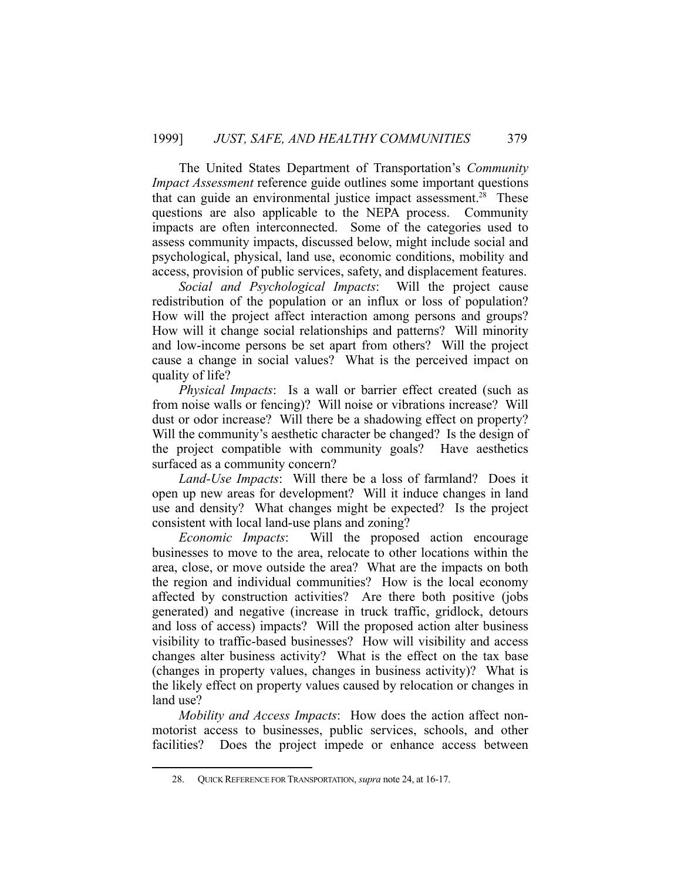The United States Department of Transportation's *Community Impact Assessment* reference guide outlines some important questions that can guide an environmental justice impact assessment.[28] These questions are also applicable to the NEPA process. Community impacts are often interconnected. Some of the categories used to assess community impacts, discussed below, might include social and psychological, physical, land use, economic conditions, mobility and access, provision of public services, safety, and displacement features.

*Social and Psychological Impacts*: Will the project cause redistribution of the population or an influx or loss of population? How will the project affect interaction among persons and groups? How will it change social relationships and patterns? Will minority and low-income persons be set apart from others? Will the project cause a change in social values? What is the perceived impact on quality of life?

*Physical Impacts*: Is a wall or barrier effect created (such as from noise walls or fencing)? Will noise or vibrations increase? Will dust or odor increase? Will there be a shadowing effect on property? Will the community's aesthetic character be changed? Is the design of the project compatible with community goals? Have aesthetics surfaced as a community concern?

*Land-Use Impacts*: Will there be a loss of farmland? Does it open up new areas for development? Will it induce changes in land use and density? What changes might be expected? Is the project consistent with local land-use plans and zoning?

*Economic Impacts*: Will the proposed action encourage businesses to move to the area, relocate to other locations within the area, close, or move outside the area? What are the impacts on both the region and individual communities? How is the local economy affected by construction activities? Are there both positive (jobs generated) and negative (increase in truck traffic, gridlock, detours and loss of access) impacts? Will the proposed action alter business visibility to traffic-based businesses? How will visibility and access changes alter business activity? What is the effect on the tax base (changes in property values, changes in business activity)? What is the likely effect on property values caused by relocation or changes in land use?

*Mobility and Access Impacts*: How does the action affect non-motorist access to businesses, public services, schools, and other facilities? Does the project impede or enhance access between

---

28. QUICK REFERENCE FOR TRANSPORTATION, *supra* note 24, at 16-17.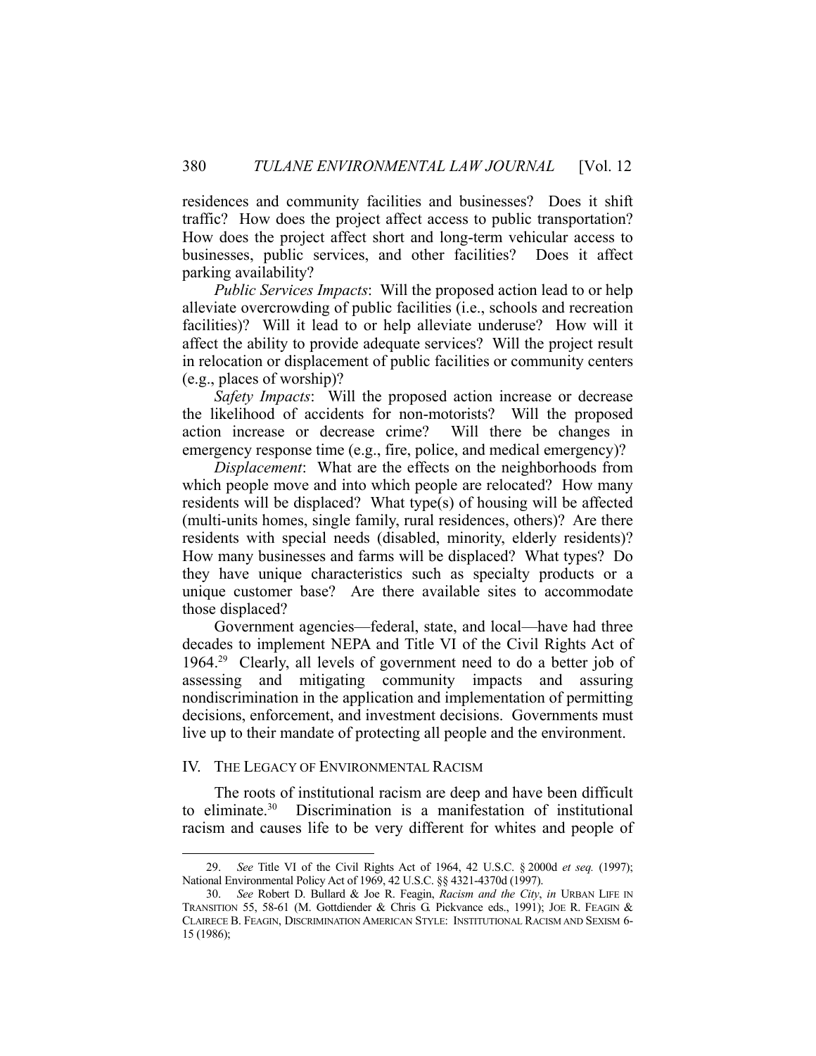residences and community facilities and businesses? Does it shift traffic? How does the project affect access to public transportation? How does the project affect short and long-term vehicular access to businesses, public services, and other facilities? Does it affect parking availability?

*Public Services Impacts*: Will the proposed action lead to or help alleviate overcrowding of public facilities (i.e., schools and recreation facilities)? Will it lead to or help alleviate underuse? How will it affect the ability to provide adequate services? Will the project result in relocation or displacement of public facilities or community centers (e.g., places of worship)?

*Safety Impacts*: Will the proposed action increase or decrease the likelihood of accidents for non-motorists? Will the proposed action increase or decrease crime? Will there be changes in emergency response time (e.g., fire, police, and medical emergency)?

*Displacement*: What are the effects on the neighborhoods from which people move and into which people are relocated? How many residents will be displaced? What type(s) of housing will be affected (multi-units homes, single family, rural residences, others)? Are there residents with special needs (disabled, minority, elderly residents)? How many businesses and farms will be displaced? What types? Do they have unique characteristics such as specialty products or a unique customer base? Are there available sites to accommodate those displaced?

Government agencies—federal, state, and local—have had three decades to implement NEPA and Title VI of the Civil Rights Act of 1964.[29] Clearly, all levels of government need to do a better job of assessing and mitigating community impacts and assuring nondiscrimination in the application and implementation of permitting decisions, enforcement, and investment decisions. Governments must live up to their mandate of protecting all people and the environment.

## IV. The Legacy of Environmental Racism

The roots of institutional racism are deep and have been difficult to eliminate.[30] Discrimination is a manifestation of institutional racism and causes life to be very different for whites and people of

---

29. *See* Title VI of the Civil Rights Act of 1964, 42 U.S.C. § 2000d *et seq.* (1997); National Environmental Policy Act of 1969, 42 U.S.C. §§ 4321-4370d (1997).

30. *See* Robert D. Bullard & Joe R. Feagin, *Racism and the City*, *in* URBAN LIFE IN TRANSITION 55, 58-61 (M. Gottdiender & Chris G. Pickvance eds., 1991); JOE R. FEAGIN & CLAIRECE B. FEAGIN, DISCRIMINATION AMERICAN STYLE: INSTITUTIONAL RACISM AND SEXISM 6-15 (1986);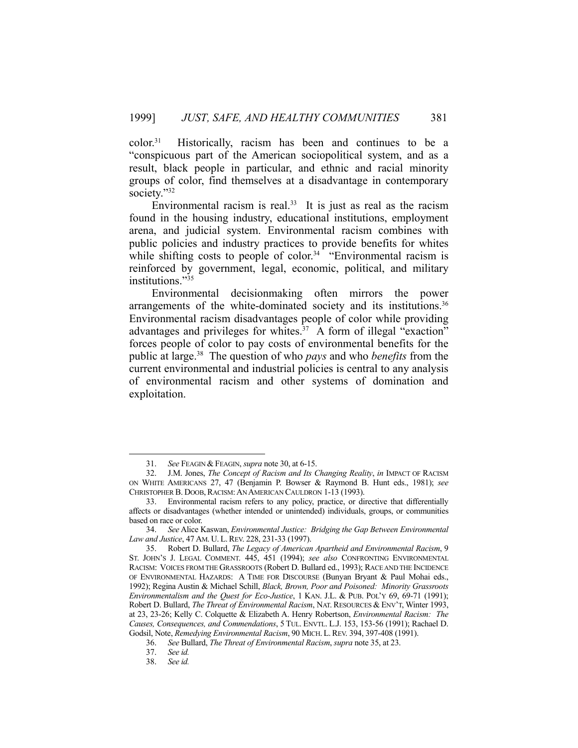color.[31] Historically, racism has been and continues to be a "conspicuous part of the American sociopolitical system, and as a result, black people in particular, and ethnic and racial minority groups of color, find themselves at a disadvantage in contemporary society."[32]

Environmental racism is real.[33] It is just as real as the racism found in the housing industry, educational institutions, employment arena, and judicial system. Environmental racism combines with public policies and industry practices to provide benefits for whites while shifting costs to people of color.[34] "Environmental racism is reinforced by government, legal, economic, political, and military institutions."[35]

Environmental decisionmaking often mirrors the power arrangements of the white-dominated society and its institutions.[36] Environmental racism disadvantages people of color while providing advantages and privileges for whites.[37] A form of illegal "exaction" forces people of color to pay costs of environmental benefits for the public at large.[38] The question of who *pays* and who *benefits* from the current environmental and industrial policies is central to any analysis of environmental racism and other systems of domination and exploitation.

---

31. *See* FEAGIN & FEAGIN, *supra* note 30, at 6-15.

32. J.M. Jones, *The Concept of Racism and Its Changing Reality*, *in* IMPACT OF RACISM ON WHITE AMERICANS 27, 47 (Benjamin P. Bowser & Raymond B. Hunt eds., 1981); *see* CHRISTOPHER B. DOOB, RACISM: AN AMERICAN CAULDRON 1-13 (1993).

33. Environmental racism refers to any policy, practice, or directive that differentially affects or disadvantages (whether intended or unintended) individuals, groups, or communities based on race or color.

34. *See* Alice Kaswan, *Environmental Justice: Bridging the Gap Between Environmental Law and Justice*, 47 AM. U. L. REV. 228, 231-33 (1997).

35. Robert D. Bullard, *The Legacy of American Apartheid and Environmental Racism*, 9 ST. JOHN'S J. LEGAL COMMENT. 445, 451 (1994); *see also* CONFRONTING ENVIRONMENTAL RACISM: VOICES FROM THE GRASSROOTS (Robert D. Bullard ed., 1993); RACE AND THE INCIDENCE OF ENVIRONMENTAL HAZARDS: A TIME FOR DISCOURSE (Bunyan Bryant & Paul Mohai eds., 1992); Regina Austin & Michael Schill, *Black, Brown, Poor and Poisoned: Minority Grassroots Environmentalism and the Quest for Eco-Justice*, 1 KAN. J.L. & PUB. POL'Y 69, 69-71 (1991); Robert D. Bullard, *The Threat of Environmental Racism*, NAT. RESOURCES & ENV'T, Winter 1993, at 23, 23-26; Kelly C. Colquette & Elizabeth A. Henry Robertson, *Environmental Racism: The Causes, Consequences, and Commendations*, 5 TUL. ENVTL. L.J. 153, 153-56 (1991); Rachael D. Godsil, Note, *Remedying Environmental Racism*, 90 MICH. L. REV. 394, 397-408 (1991).

36. *See* Bullard, *The Threat of Environmental Racism*, *supra* note 35, at 23.

37. *See id.*

38. *See id.*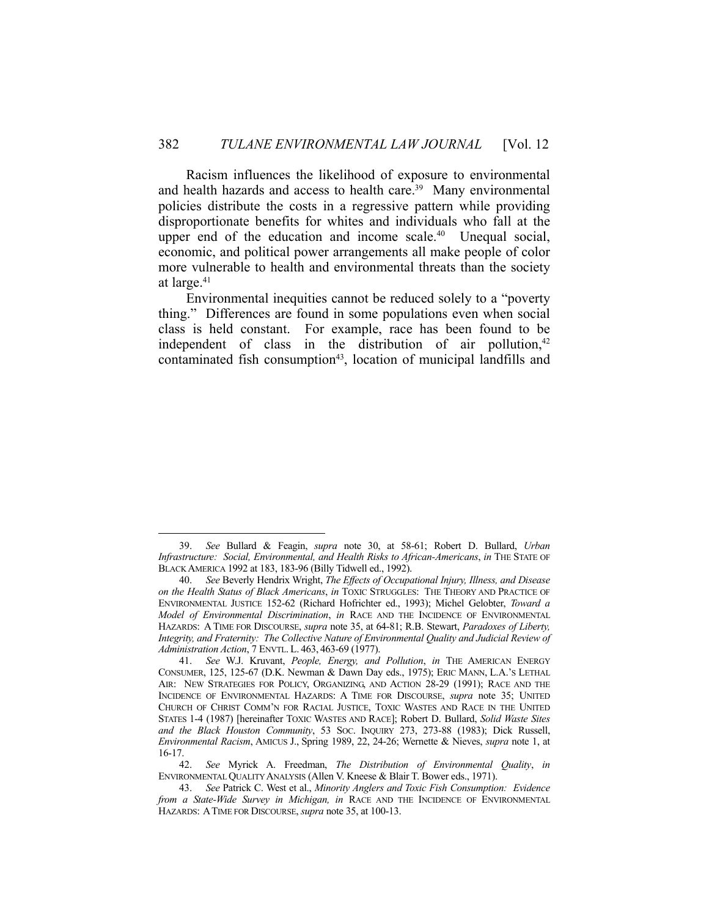Racism influences the likelihood of exposure to environmental and health hazards and access to health care.[39] Many environmental policies distribute the costs in a regressive pattern while providing disproportionate benefits for whites and individuals who fall at the upper end of the education and income scale.[40] Unequal social, economic, and political power arrangements all make people of color more vulnerable to health and environmental threats than the society at large.[41]

Environmental inequities cannot be reduced solely to a "poverty thing." Differences are found in some populations even when social class is held constant. For example, race has been found to be independent of class in the distribution of air pollution,[42] contaminated fish consumption[43], location of municipal landfills and

---

39. *See* Bullard & Feagin, *supra* note 30, at 58-61; Robert D. Bullard, *Urban Infrastructure: Social, Environmental, and Health Risks to African-Americans*, *in* THE STATE OF BLACK AMERICA 1992 at 183, 183-96 (Billy Tidwell ed., 1992).

40. *See* Beverly Hendrix Wright, *The Effects of Occupational Injury, Illness, and Disease on the Health Status of Black Americans*, *in* TOXIC STRUGGLES: THE THEORY AND PRACTICE OF ENVIRONMENTAL JUSTICE 152-62 (Richard Hofrichter ed., 1993); Michel Gelobter, *Toward a Model of Environmental Discrimination*, *in* RACE AND THE INCIDENCE OF ENVIRONMENTAL HAZARDS: A TIME FOR DISCOURSE, *supra* note 35, at 64-81; R.B. Stewart, *Paradoxes of Liberty, Integrity, and Fraternity: The Collective Nature of Environmental Quality and Judicial Review of Administration Action*, 7 ENVTL. L. 463, 463-69 (1977).

41. *See* W.J. Kruvant, *People, Energy, and Pollution*, *in* THE AMERICAN ENERGY CONSUMER, 125, 125-67 (D.K. Newman & Dawn Day eds., 1975); ERIC MANN, L.A.'S LETHAL AIR: NEW STRATEGIES FOR POLICY, ORGANIZING, AND ACTION 28-29 (1991); RACE AND THE INCIDENCE OF ENVIRONMENTAL HAZARDS: A TIME FOR DISCOURSE, *supra* note 35; UNITED CHURCH OF CHRIST COMM'N FOR RACIAL JUSTICE, TOXIC WASTES AND RACE IN THE UNITED STATES 1-4 (1987) [hereinafter TOXIC WASTES AND RACE]; Robert D. Bullard, *Solid Waste Sites and the Black Houston Community*, 53 SOC. INQUIRY 273, 273-88 (1983); Dick Russell, *Environmental Racism*, AMICUS J., Spring 1989, 22, 24-26; Wernette & Nieves, *supra* note 1, at 16-17.

42. *See* Myrick A. Freedman, *The Distribution of Environmental Quality*, *in* ENVIRONMENTAL QUALITY ANALYSIS (Allen V. Kneese & Blair T. Bower eds., 1971).

43. *See* Patrick C. West et al., *Minority Anglers and Toxic Fish Consumption: Evidence from a State-Wide Survey in Michigan, in* RACE AND THE INCIDENCE OF ENVIRONMENTAL HAZARDS: A TIME FOR DISCOURSE, *supra* note 35, at 100-13.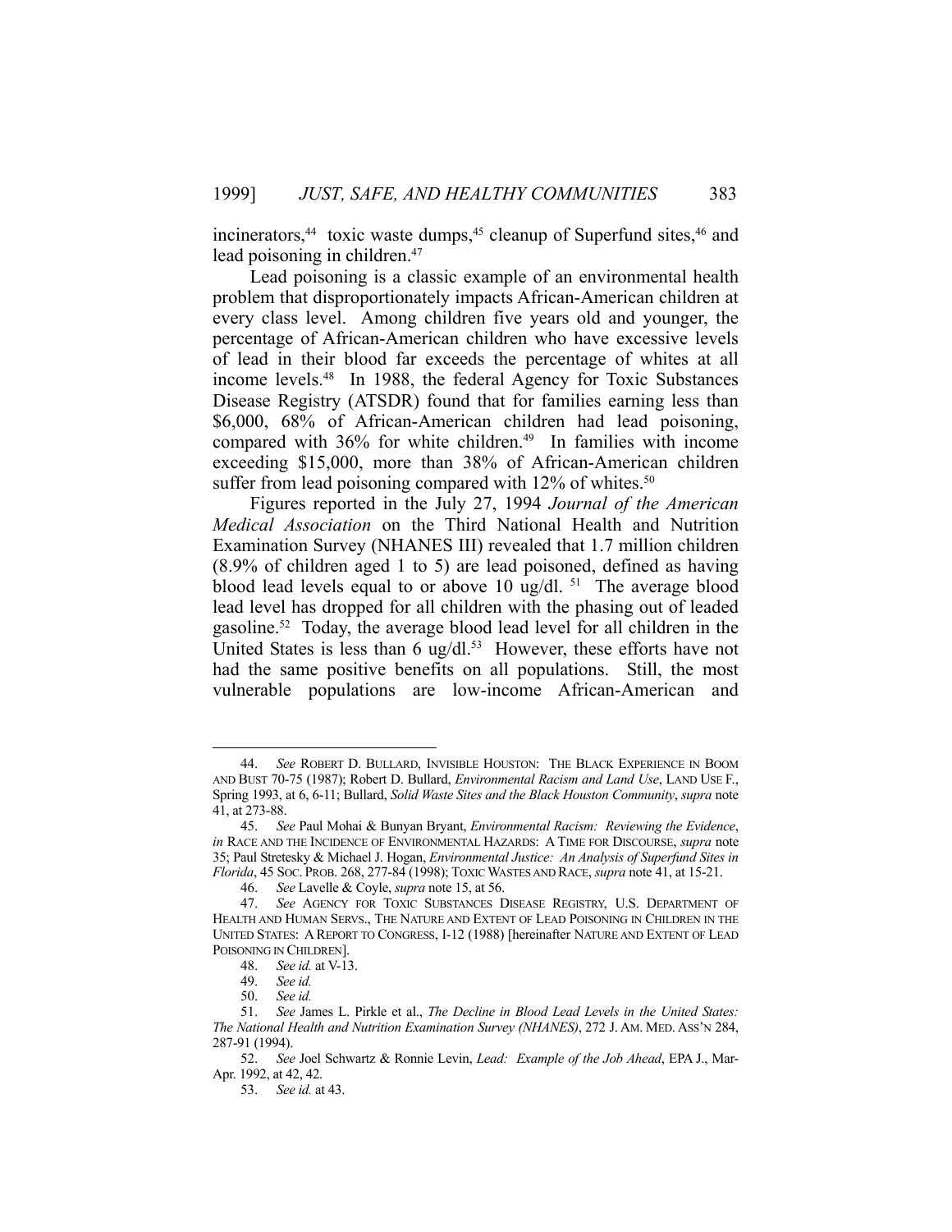incinerators,[44] toxic waste dumps,[45] cleanup of Superfund sites,[46] and lead poisoning in children.[47]

Lead poisoning is a classic example of an environmental health problem that disproportionately impacts African-American children at every class level. Among children five years old and younger, the percentage of African-American children who have excessive levels of lead in their blood far exceeds the percentage of whites at all income levels.[48] In 1988, the federal Agency for Toxic Substances Disease Registry (ATSDR) found that for families earning less than \$6,000, 68% of African-American children had lead poisoning, compared with 36% for white children.[49] In families with income exceeding \$15,000, more than 38% of African-American children suffer from lead poisoning compared with 12% of whites.[50]

Figures reported in the July 27, 1994 *Journal of the American Medical Association* on the Third National Health and Nutrition Examination Survey (NHANES III) revealed that 1.7 million children (8.9% of children aged 1 to 5) are lead poisoned, defined as having blood lead levels equal to or above 10 ug/dl. [51] The average blood lead level has dropped for all children with the phasing out of leaded gasoline.[52] Today, the average blood lead level for all children in the United States is less than 6 ug/dl.[53] However, these efforts have not had the same positive benefits on all populations. Still, the most vulnerable populations are low-income African-American and

---

44. *See* ROBERT D. BULLARD, INVISIBLE HOUSTON: THE BLACK EXPERIENCE IN BOOM AND BUST 70-75 (1987); Robert D. Bullard, *Environmental Racism and Land Use*, LAND USE F., Spring 1993, at 6, 6-11; Bullard, *Solid Waste Sites and the Black Houston Community*, *supra* note 41, at 273-88.

45. *See* Paul Mohai & Bunyan Bryant, *Environmental Racism: Reviewing the Evidence*, *in* RACE AND THE INCIDENCE OF ENVIRONMENTAL HAZARDS: A TIME FOR DISCOURSE, *supra* note 35; Paul Stretesky & Michael J. Hogan, *Environmental Justice: An Analysis of Superfund Sites in Florida*, 45 SOC. PROB. 268, 277-84 (1998); TOXIC WASTES AND RACE, *supra* note 41, at 15-21.

46. *See* Lavelle & Coyle, *supra* note 15, at 56.

47. *See* AGENCY FOR TOXIC SUBSTANCES DISEASE REGISTRY, U.S. DEPARTMENT OF HEALTH AND HUMAN SERVS., THE NATURE AND EXTENT OF LEAD POISONING IN CHILDREN IN THE UNITED STATES: A REPORT TO CONGRESS, I-12 (1988) [hereinafter NATURE AND EXTENT OF LEAD POISONING IN CHILDREN].

48. *See id.* at V-13.

49. *See id.*

50. *See id.*

51. *See* James L. Pirkle et al., *The Decline in Blood Lead Levels in the United States: The National Health and Nutrition Examination Survey (NHANES)*, 272 J. AM. MED. ASS'N 284, 287-91 (1994).

52. *See* Joel Schwartz & Ronnie Levin, *Lead: Example of the Job Ahead*, EPA J., Mar-Apr. 1992, at 42, 42.

53. *See id.* at 43.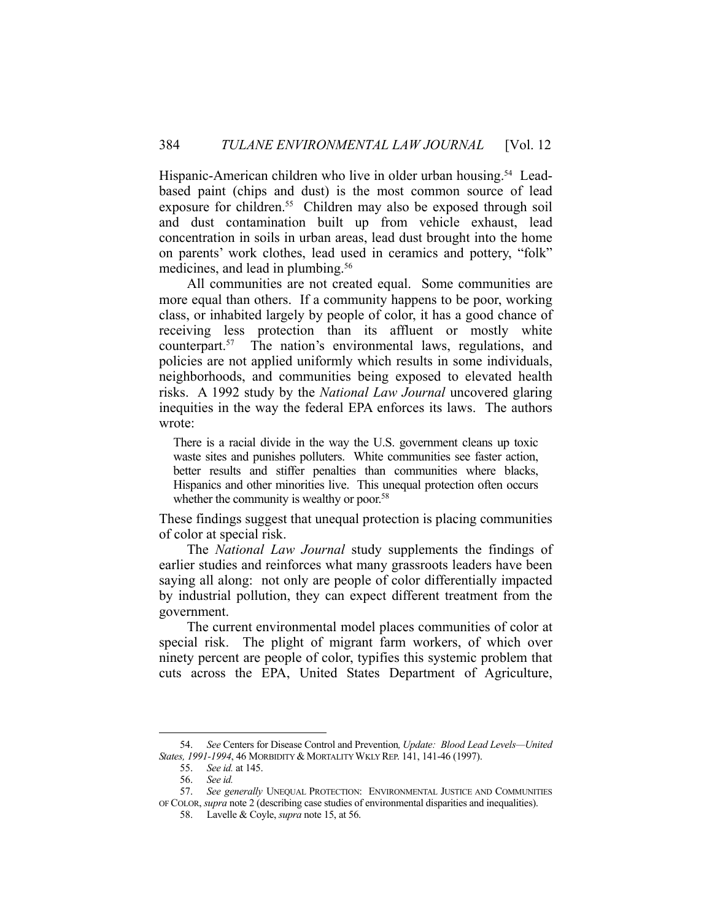Hispanic-American children who live in older urban housing.[54] Lead-based paint (chips and dust) is the most common source of lead exposure for children.[55] Children may also be exposed through soil and dust contamination built up from vehicle exhaust, lead concentration in soils in urban areas, lead dust brought into the home on parents' work clothes, lead used in ceramics and pottery, "folk" medicines, and lead in plumbing.[56]

All communities are not created equal. Some communities are more equal than others. If a community happens to be poor, working class, or inhabited largely by people of color, it has a good chance of receiving less protection than its affluent or mostly white counterpart.[57] The nation's environmental laws, regulations, and policies are not applied uniformly which results in some individuals, neighborhoods, and communities being exposed to elevated health risks. A 1992 study by the *National Law Journal* uncovered glaring inequities in the way the federal EPA enforces its laws. The authors wrote:

> There is a racial divide in the way the U.S. government cleans up toxic waste sites and punishes polluters. White communities see faster action, better results and stiffer penalties than communities where blacks, Hispanics and other minorities live. This unequal protection often occurs whether the community is wealthy or poor.[58]

These findings suggest that unequal protection is placing communities of color at special risk.

The *National Law Journal* study supplements the findings of earlier studies and reinforces what many grassroots leaders have been saying all along: not only are people of color differentially impacted by industrial pollution, they can expect different treatment from the government.

The current environmental model places communities of color at special risk. The plight of migrant farm workers, of which over ninety percent are people of color, typifies this systemic problem that cuts across the EPA, United States Department of Agriculture,

---

54. *See* Centers for Disease Control and Prevention, *Update: Blood Lead Levels—United States, 1991-1994*, 46 MORBIDITY & MORTALITY WKLY REP. 141, 141-46 (1997).

55. *See id.* at 145.

56. *See id.*

57. *See generally* UNEQUAL PROTECTION: ENVIRONMENTAL JUSTICE AND COMMUNITIES OF COLOR, *supra* note 2 (describing case studies of environmental disparities and inequalities).

58. Lavelle & Coyle, *supra* note 15, at 56.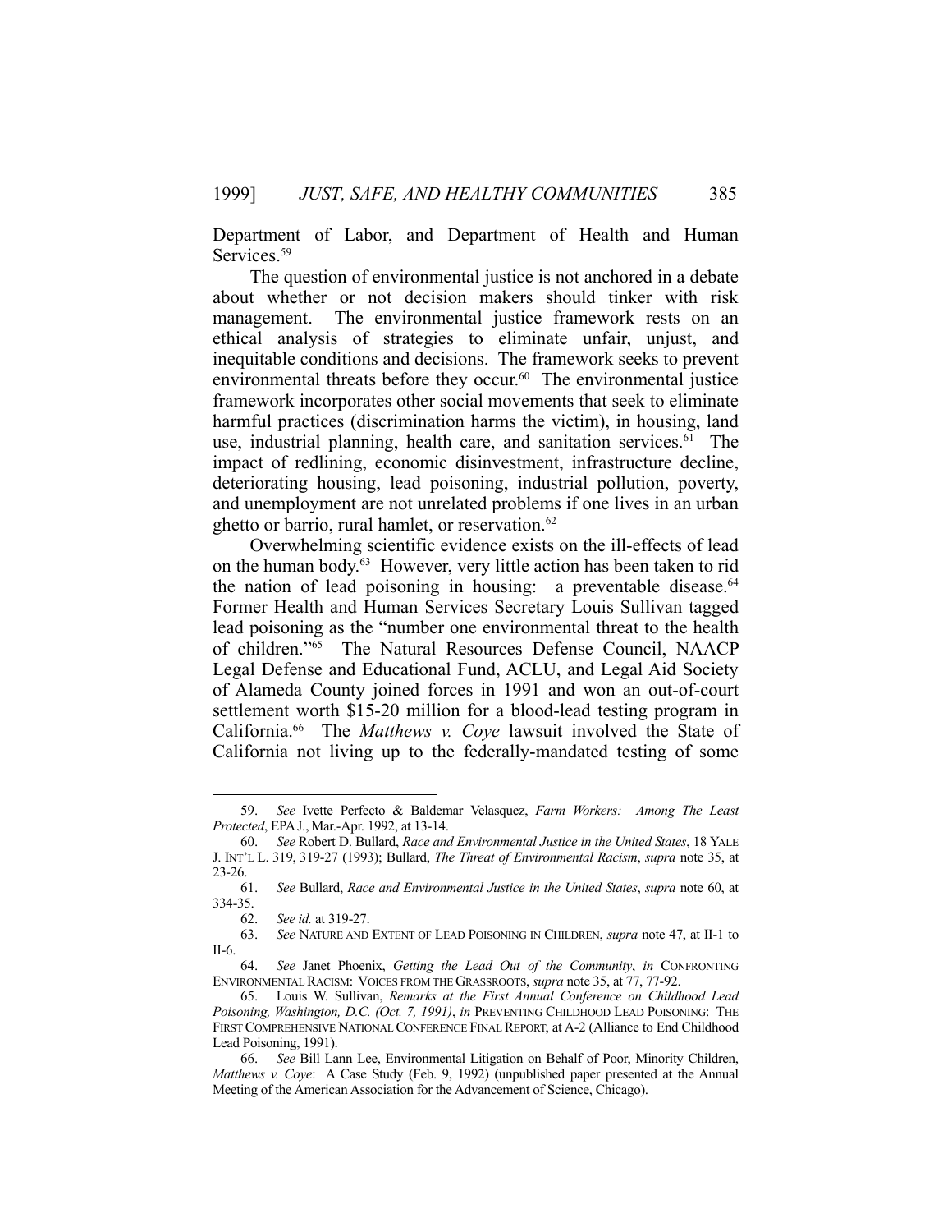Department of Labor, and Department of Health and Human Services.[59]

The question of environmental justice is not anchored in a debate about whether or not decision makers should tinker with risk management. The environmental justice framework rests on an ethical analysis of strategies to eliminate unfair, unjust, and inequitable conditions and decisions. The framework seeks to prevent environmental threats before they occur.[60] The environmental justice framework incorporates other social movements that seek to eliminate harmful practices (discrimination harms the victim), in housing, land use, industrial planning, health care, and sanitation services.[61] The impact of redlining, economic disinvestment, infrastructure decline, deteriorating housing, lead poisoning, industrial pollution, poverty, and unemployment are not unrelated problems if one lives in an urban ghetto or barrio, rural hamlet, or reservation.[62]

Overwhelming scientific evidence exists on the ill-effects of lead on the human body.[63] However, very little action has been taken to rid the nation of lead poisoning in housing: a preventable disease.[64] Former Health and Human Services Secretary Louis Sullivan tagged lead poisoning as the "number one environmental threat to the health of children."[65] The Natural Resources Defense Council, NAACP Legal Defense and Educational Fund, ACLU, and Legal Aid Society of Alameda County joined forces in 1991 and won an out-of-court settlement worth $15-20 million for a blood-lead testing program in California.[66] The *Matthews v. Coye* lawsuit involved the State of California not living up to the federally-mandated testing of some

---

59. *See* Ivette Perfecto & Baldemar Velasquez, *Farm Workers: Among The Least Protected*, EPA J., Mar.-Apr. 1992, at 13-14.

60. *See* Robert D. Bullard, *Race and Environmental Justice in the United States*, 18 YALE J. INT'L L. 319, 319-27 (1993); Bullard, *The Threat of Environmental Racism*, *supra* note 35, at 23-26.

61. *See* Bullard, *Race and Environmental Justice in the United States*, *supra* note 60, at 334-35.

62. *See id.* at 319-27.

63. *See* NATURE AND EXTENT OF LEAD POISONING IN CHILDREN, *supra* note 47, at II-1 to II-6.

64. *See* Janet Phoenix, *Getting the Lead Out of the Community*, *in* CONFRONTING ENVIRONMENTAL RACISM: VOICES FROM THE GRASSROOTS, *supra* note 35, at 77, 77-92.

65. Louis W. Sullivan, *Remarks at the First Annual Conference on Childhood Lead Poisoning, Washington, D.C. (Oct. 7, 1991)*, *in* PREVENTING CHILDHOOD LEAD POISONING: THE FIRST COMPREHENSIVE NATIONAL CONFERENCE FINAL REPORT, at A-2 (Alliance to End Childhood Lead Poisoning, 1991).

66. *See* Bill Lann Lee, Environmental Litigation on Behalf of Poor, Minority Children, *Matthews v. Coye*: A Case Study (Feb. 9, 1992) (unpublished paper presented at the Annual Meeting of the American Association for the Advancement of Science, Chicago).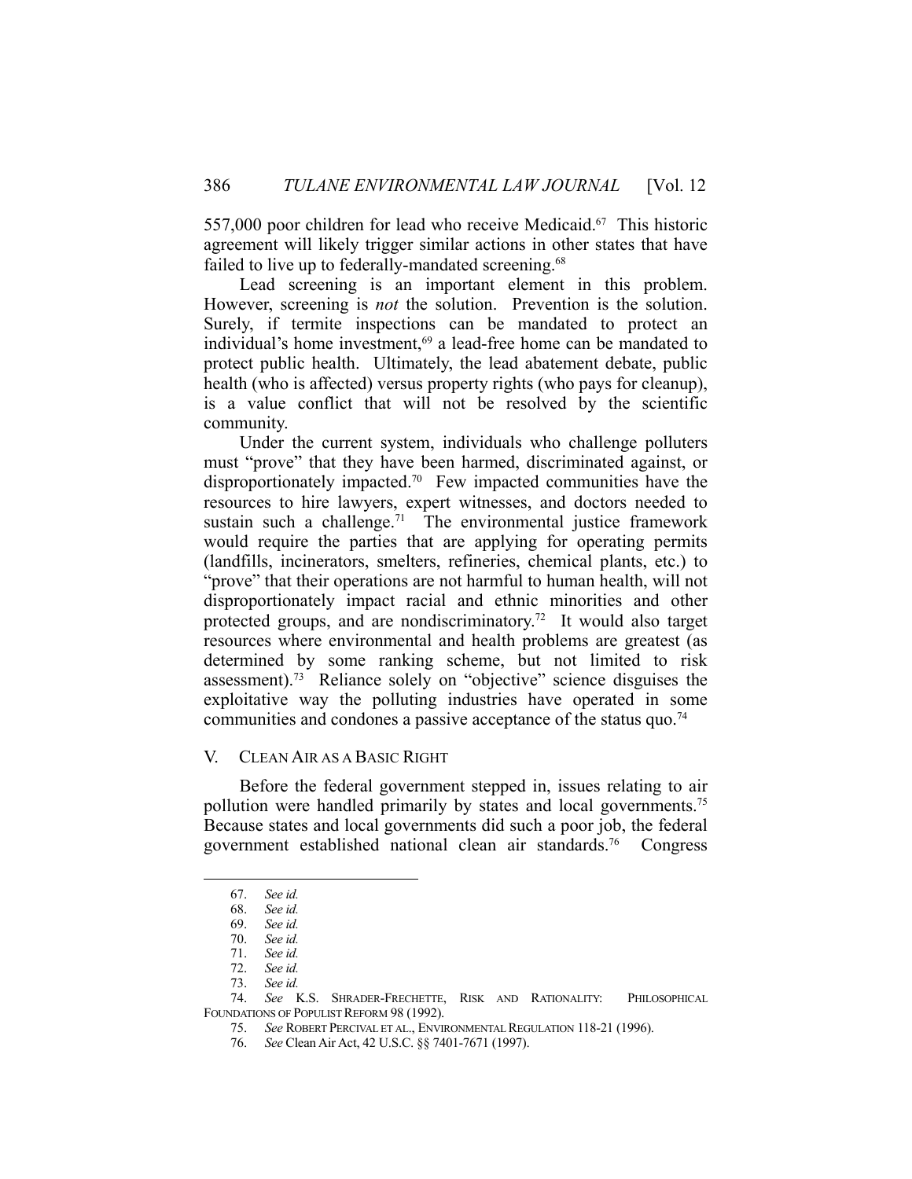557,000 poor children for lead who receive Medicaid.[67] This historic agreement will likely trigger similar actions in other states that have failed to live up to federally-mandated screening.[68]

Lead screening is an important element in this problem. However, screening is *not* the solution. Prevention is the solution. Surely, if termite inspections can be mandated to protect an individual's home investment,[69] a lead-free home can be mandated to protect public health. Ultimately, the lead abatement debate, public health (who is affected) versus property rights (who pays for cleanup), is a value conflict that will not be resolved by the scientific community.

Under the current system, individuals who challenge polluters must "prove" that they have been harmed, discriminated against, or disproportionately impacted.[70] Few impacted communities have the resources to hire lawyers, expert witnesses, and doctors needed to sustain such a challenge.[71] The environmental justice framework would require the parties that are applying for operating permits (landfills, incinerators, smelters, refineries, chemical plants, etc.) to "prove" that their operations are not harmful to human health, will not disproportionately impact racial and ethnic minorities and other protected groups, and are nondiscriminatory.[72] It would also target resources where environmental and health problems are greatest (as determined by some ranking scheme, but not limited to risk assessment).[73] Reliance solely on "objective" science disguises the exploitative way the polluting industries have operated in some communities and condones a passive acceptance of the status quo.[74]

## V. CLEAN AIR AS A BASIC RIGHT

Before the federal government stepped in, issues relating to air pollution were handled primarily by states and local governments.[75] Because states and local governments did such a poor job, the federal government established national clean air standards.[76] Congress

---

67. *See id.*
68. *See id.*
69. *See id.*
70. *See id.*
71. *See id.*
72. *See id.*
73. *See id.*
74. *See* K.S. SHRADER-FRECHETTE, RISK AND RATIONALITY: PHILOSOPHICAL FOUNDATIONS OF POPULIST REFORM 98 (1992).
75. *See* ROBERT PERCIVAL ET AL., ENVIRONMENTAL REGULATION 118-21 (1996).
76. *See* Clean Air Act, 42 U.S.C. §§ 7401-7671 (1997).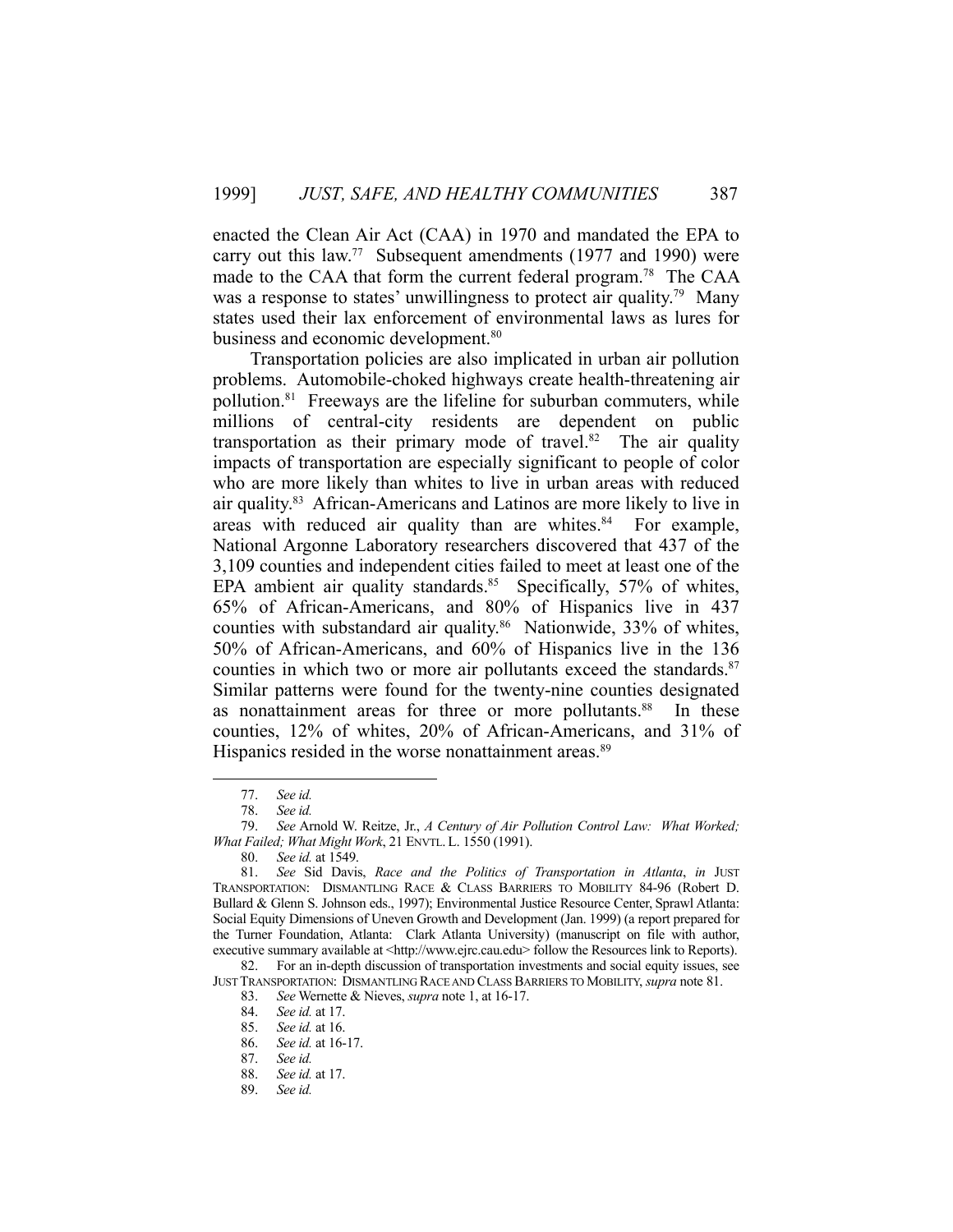enacted the Clean Air Act (CAA) in 1970 and mandated the EPA to carry out this law.[77] Subsequent amendments (1977 and 1990) were made to the CAA that form the current federal program.[78] The CAA was a response to states' unwillingness to protect air quality.[79] Many states used their lax enforcement of environmental laws as lures for business and economic development.[80]

Transportation policies are also implicated in urban air pollution problems. Automobile-choked highways create health-threatening air pollution.[81] Freeways are the lifeline for suburban commuters, while millions of central-city residents are dependent on public transportation as their primary mode of travel.[82] The air quality impacts of transportation are especially significant to people of color who are more likely than whites to live in urban areas with reduced air quality.[83] African-Americans and Latinos are more likely to live in areas with reduced air quality than are whites.[84] For example, National Argonne Laboratory researchers discovered that 437 of the 3,109 counties and independent cities failed to meet at least one of the EPA ambient air quality standards.[85] Specifically, 57% of whites, 65% of African-Americans, and 80% of Hispanics live in 437 counties with substandard air quality.[86] Nationwide, 33% of whites, 50% of African-Americans, and 60% of Hispanics live in the 136 counties in which two or more air pollutants exceed the standards.[87] Similar patterns were found for the twenty-nine counties designated as nonattainment areas for three or more pollutants.[88] In these counties, 12% of whites, 20% of African-Americans, and 31% of Hispanics resided in the worse nonattainment areas.[89]

---

77. *See id.*

78. *See id.*

79. *See* Arnold W. Reitze, Jr., *A Century of Air Pollution Control Law: What Worked; What Failed; What Might Work*, 21 ENVTL. L. 1550 (1991).

80. *See id.* at 1549.

81. *See* Sid Davis, *Race and the Politics of Transportation in Atlanta*, *in* JUST TRANSPORTATION: DISMANTLING RACE & CLASS BARRIERS TO MOBILITY 84-96 (Robert D. Bullard & Glenn S. Johnson eds., 1997); Environmental Justice Resource Center, Sprawl Atlanta: Social Equity Dimensions of Uneven Growth and Development (Jan. 1999) (a report prepared for the Turner Foundation, Atlanta: Clark Atlanta University) (manuscript on file with author, executive summary available at <http://www.ejrc.cau.edu> follow the Resources link to Reports).

82. For an in-depth discussion of transportation investments and social equity issues, see JUST TRANSPORTATION: DISMANTLING RACE AND CLASS BARRIERS TO MOBILITY, *supra* note 81.

83. *See* Wernette & Nieves, *supra* note 1, at 16-17.

84. *See id.* at 17.

85. *See id.* at 16.

86. *See id.* at 16-17.

87. *See id.*

88. *See id.* at 17.

89. *See id.*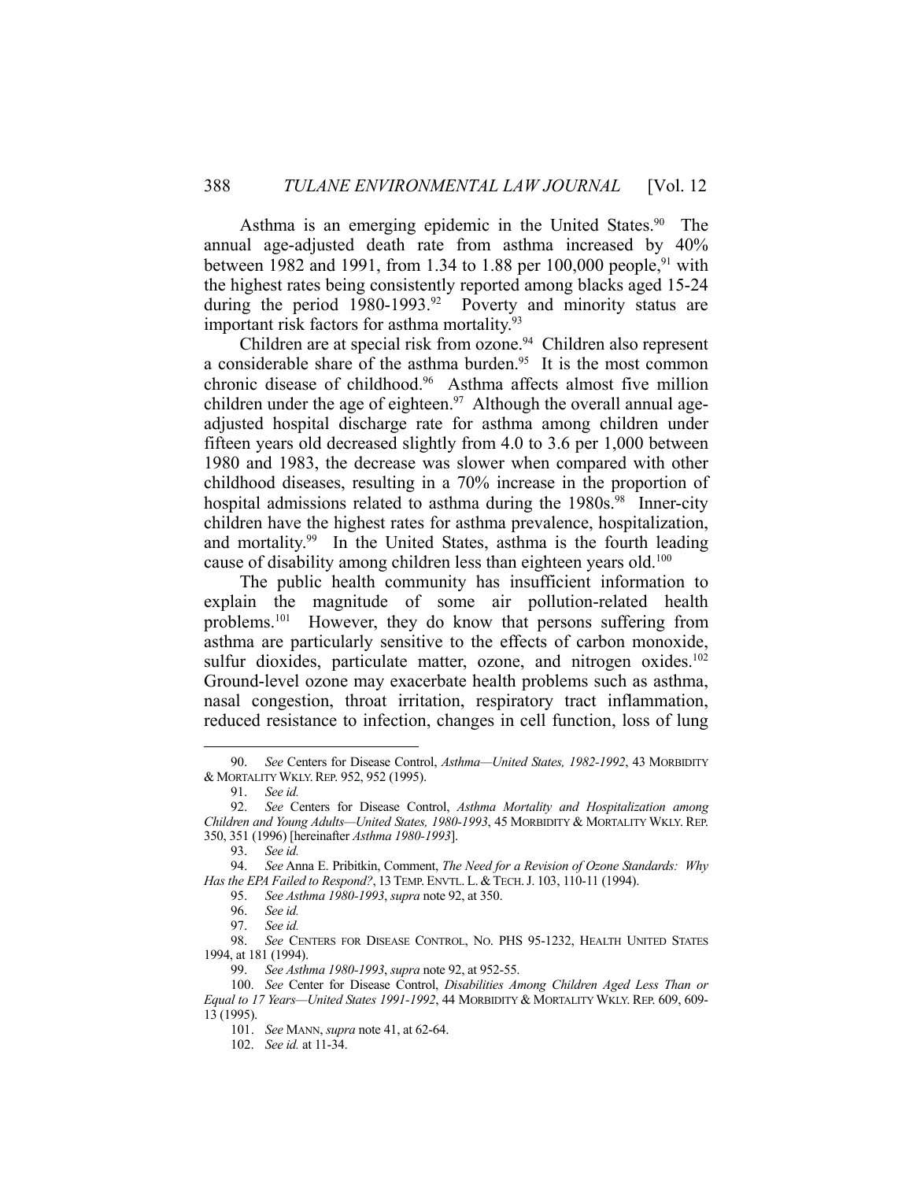Asthma is an emerging epidemic in the United States.[90] The annual age-adjusted death rate from asthma increased by 40% between 1982 and 1991, from 1.34 to 1.88 per 100,000 people,[91] with the highest rates being consistently reported among blacks aged 15-24 during the period 1980-1993.[92] Poverty and minority status are important risk factors for asthma mortality.[93]

Children are at special risk from ozone.[94] Children also represent a considerable share of the asthma burden.[95] It is the most common chronic disease of childhood.[96] Asthma affects almost five million children under the age of eighteen.[97] Although the overall annual age-adjusted hospital discharge rate for asthma among children under fifteen years old decreased slightly from 4.0 to 3.6 per 1,000 between 1980 and 1983, the decrease was slower when compared with other childhood diseases, resulting in a 70% increase in the proportion of hospital admissions related to asthma during the 1980s.[98] Inner-city children have the highest rates for asthma prevalence, hospitalization, and mortality.[99] In the United States, asthma is the fourth leading cause of disability among children less than eighteen years old.[100]

The public health community has insufficient information to explain the magnitude of some air pollution-related health problems.[101] However, they do know that persons suffering from asthma are particularly sensitive to the effects of carbon monoxide, sulfur dioxides, particulate matter, ozone, and nitrogen oxides.[102] Ground-level ozone may exacerbate health problems such as asthma, nasal congestion, throat irritation, respiratory tract inflammation, reduced resistance to infection, changes in cell function, loss of lung

---

90. *See* Centers for Disease Control, *Asthma—United States, 1982-1992*, 43 MORBIDITY & MORTALITY WKLY. REP. 952, 952 (1995).

91. *See id.*

92. *See* Centers for Disease Control, *Asthma Mortality and Hospitalization among Children and Young Adults—United States, 1980-1993*, 45 MORBIDITY & MORTALITY WKLY. REP. 350, 351 (1996) [hereinafter *Asthma 1980-1993*].

93. *See id.*

94. *See* Anna E. Pribitkin, Comment, *The Need for a Revision of Ozone Standards: Why Has the EPA Failed to Respond?*, 13 TEMP. ENVTL. L. & TECH. J. 103, 110-11 (1994).

95. *See Asthma 1980-1993*, *supra* note 92, at 350.

96. *See id.*

97. *See id.*

98. *See* CENTERS FOR DISEASE CONTROL, NO. PHS 95-1232, HEALTH UNITED STATES 1994, at 181 (1994).

99. *See Asthma 1980-1993*, *supra* note 92, at 952-55.

100. *See* Center for Disease Control, *Disabilities Among Children Aged Less Than or Equal to 17 Years—United States 1991-1992*, 44 MORBIDITY & MORTALITY WKLY. REP. 609, 609-13 (1995).

101. *See* MANN, *supra* note 41, at 62-64.

102. *See id.* at 11-34.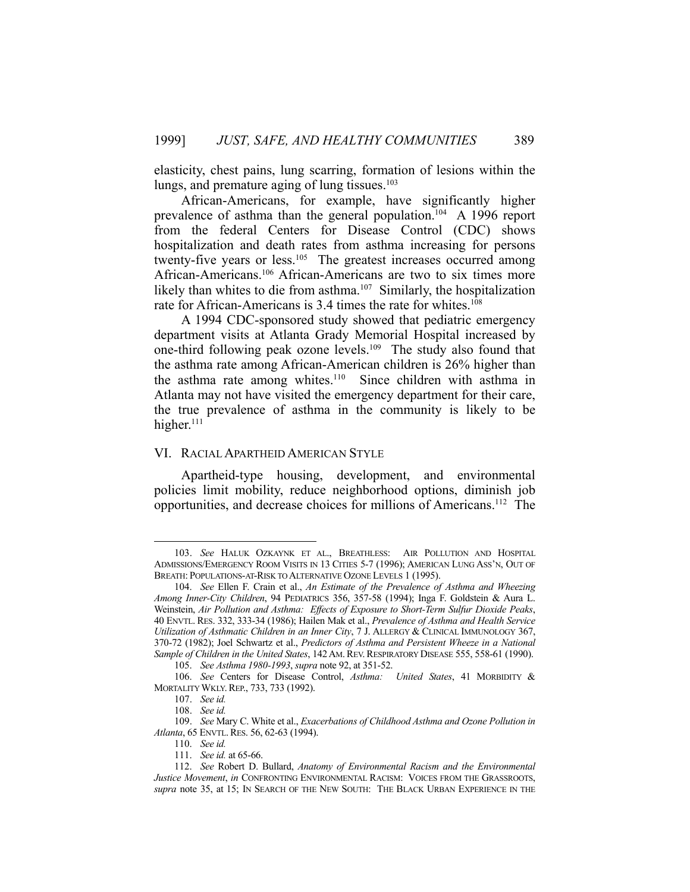elasticity, chest pains, lung scarring, formation of lesions within the lungs, and premature aging of lung tissues.[103]

African-Americans, for example, have significantly higher prevalence of asthma than the general population.[104] A 1996 report from the federal Centers for Disease Control (CDC) shows hospitalization and death rates from asthma increasing for persons twenty-five years or less.[105] The greatest increases occurred among African-Americans.[106] African-Americans are two to six times more likely than whites to die from asthma.[107] Similarly, the hospitalization rate for African-Americans is 3.4 times the rate for whites.[108]

A 1994 CDC-sponsored study showed that pediatric emergency department visits at Atlanta Grady Memorial Hospital increased by one-third following peak ozone levels.[109] The study also found that the asthma rate among African-American children is 26% higher than the asthma rate among whites.[110] Since children with asthma in Atlanta may not have visited the emergency department for their care, the true prevalence of asthma in the community is likely to be higher.[111]

## VI. RACIAL APARTHEID AMERICAN STYLE

Apartheid-type housing, development, and environmental policies limit mobility, reduce neighborhood options, diminish job opportunities, and decrease choices for millions of Americans.[112] The

---

103. *See* HALUK OZKAYNK ET AL., BREATHLESS: AIR POLLUTION AND HOSPITAL ADMISSIONS/EMERGENCY ROOM VISITS IN 13 CITIES 5-7 (1996); AMERICAN LUNG ASS'N, OUT OF BREATH: POPULATIONS-AT-RISK TO ALTERNATIVE OZONE LEVELS 1 (1995).

104. *See* Ellen F. Crain et al., *An Estimate of the Prevalence of Asthma and Wheezing Among Inner-City Children*, 94 PEDIATRICS 356, 357-58 (1994); Inga F. Goldstein & Aura L. Weinstein, *Air Pollution and Asthma: Effects of Exposure to Short-Term Sulfur Dioxide Peaks*, 40 ENVTL. RES. 332, 333-34 (1986); Hailen Mak et al., *Prevalence of Asthma and Health Service Utilization of Asthmatic Children in an Inner City*, 7 J. ALLERGY & CLINICAL IMMUNOLOGY 367, 370-72 (1982); Joel Schwartz et al., *Predictors of Asthma and Persistent Wheeze in a National Sample of Children in the United States*, 142 AM. REV. RESPIRATORY DISEASE 555, 558-61 (1990).

105. *See Asthma 1980-1993*, *supra* note 92, at 351-52.

106. *See* Centers for Disease Control, *Asthma: United States*, 41 MORBIDITY & MORTALITY WKLY. REP., 733, 733 (1992).

107. *See id.*

108. *See id.*

109. *See* Mary C. White et al., *Exacerbations of Childhood Asthma and Ozone Pollution in Atlanta*, 65 ENVTL. RES. 56, 62-63 (1994).

110. *See id.*

111. *See id.* at 65-66.

112. *See* Robert D. Bullard, *Anatomy of Environmental Racism and the Environmental Justice Movement*, *in* CONFRONTING ENVIRONMENTAL RACISM: VOICES FROM THE GRASSROOTS, *supra* note 35, at 15; IN SEARCH OF THE NEW SOUTH: THE BLACK URBAN EXPERIENCE IN THE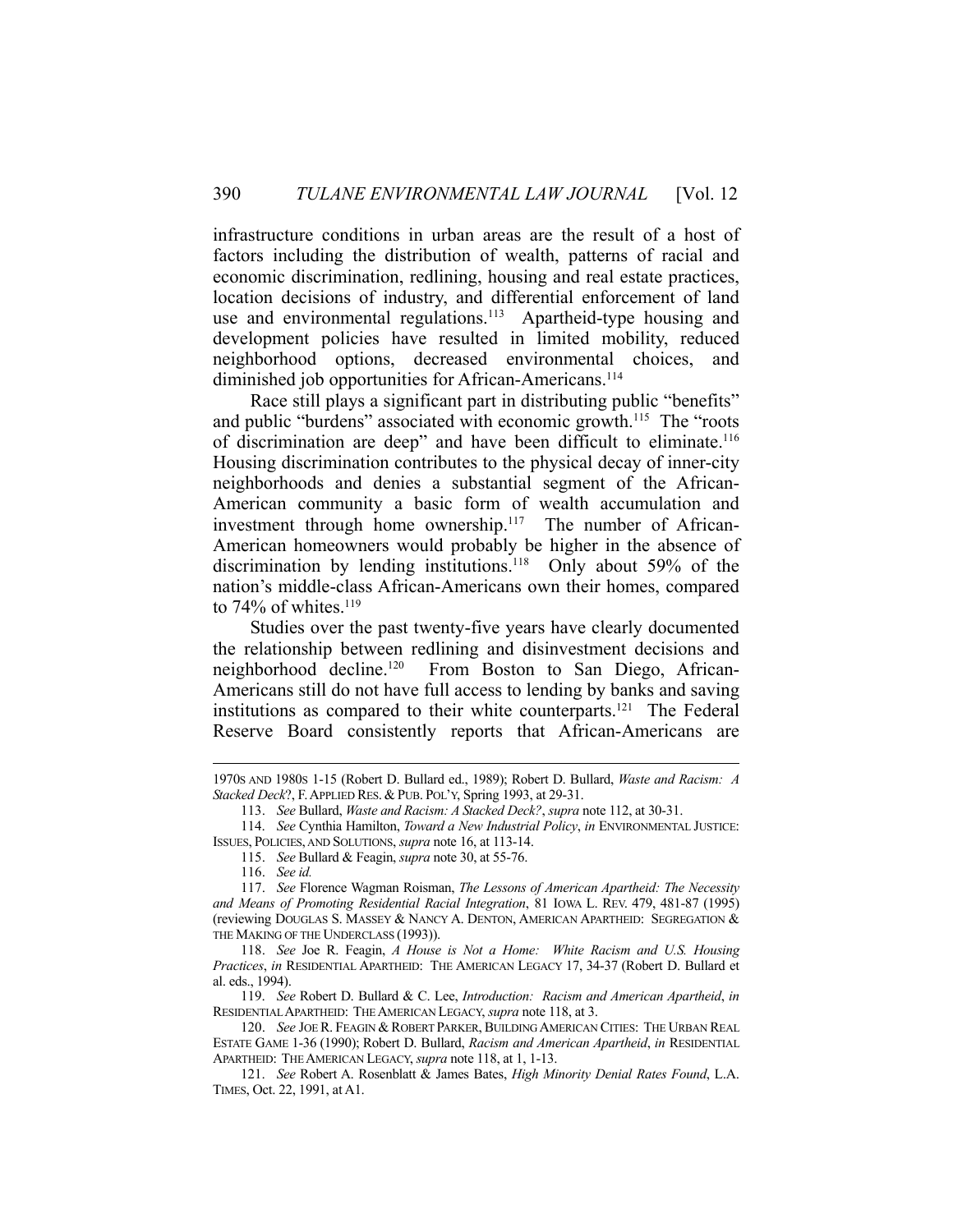infrastructure conditions in urban areas are the result of a host of factors including the distribution of wealth, patterns of racial and economic discrimination, redlining, housing and real estate practices, location decisions of industry, and differential enforcement of land use and environmental regulations.[113] Apartheid-type housing and development policies have resulted in limited mobility, reduced neighborhood options, decreased environmental choices, and diminished job opportunities for African-Americans.[114]

Race still plays a significant part in distributing public "benefits" and public "burdens" associated with economic growth.[115] The "roots of discrimination are deep" and have been difficult to eliminate.[116] Housing discrimination contributes to the physical decay of inner-city neighborhoods and denies a substantial segment of the African-American community a basic form of wealth accumulation and investment through home ownership.[117] The number of African-American homeowners would probably be higher in the absence of discrimination by lending institutions.[118] Only about 59% of the nation's middle-class African-Americans own their homes, compared to 74% of whites.[119]

Studies over the past twenty-five years have clearly documented the relationship between redlining and disinvestment decisions and neighborhood decline.[120] From Boston to San Diego, African-Americans still do not have full access to lending by banks and saving institutions as compared to their white counterparts.[121] The Federal Reserve Board consistently reports that African-Americans are

---

1970S AND 1980S 1-15 (Robert D. Bullard ed., 1989); Robert D. Bullard, *Waste and Racism: A Stacked Deck*?, F. APPLIED RES. & PUB. POL'Y, Spring 1993, at 29-31.

113. *See* Bullard, *Waste and Racism: A Stacked Deck?*, *supra* note 112, at 30-31.

114. *See* Cynthia Hamilton, *Toward a New Industrial Policy*, *in* ENVIRONMENTAL JUSTICE: ISSUES, POLICIES, AND SOLUTIONS, *supra* note 16, at 113-14.

115. *See* Bullard & Feagin, *supra* note 30, at 55-76.

116. *See id.*

117. *See* Florence Wagman Roisman, *The Lessons of American Apartheid: The Necessity and Means of Promoting Residential Racial Integration*, 81 IOWA L. REV. 479, 481-87 (1995) (reviewing DOUGLAS S. MASSEY & NANCY A. DENTON, AMERICAN APARTHEID: SEGREGATION & THE MAKING OF THE UNDERCLASS (1993)).

118. *See* Joe R. Feagin, *A House is Not a Home: White Racism and U.S. Housing Practices*, *in* RESIDENTIAL APARTHEID: THE AMERICAN LEGACY 17, 34-37 (Robert D. Bullard et al. eds., 1994).

119. *See* Robert D. Bullard & C. Lee, *Introduction: Racism and American Apartheid*, *in* RESIDENTIAL APARTHEID: THE AMERICAN LEGACY, *supra* note 118, at 3.

120. *See* JOE R. FEAGIN & ROBERT PARKER, BUILDING AMERICAN CITIES: THE URBAN REAL ESTATE GAME 1-36 (1990); Robert D. Bullard, *Racism and American Apartheid*, *in* RESIDENTIAL APARTHEID: THE AMERICAN LEGACY, *supra* note 118, at 1, 1-13.

121. *See* Robert A. Rosenblatt & James Bates, *High Minority Denial Rates Found*, L.A. TIMES, Oct. 22, 1991, at A1.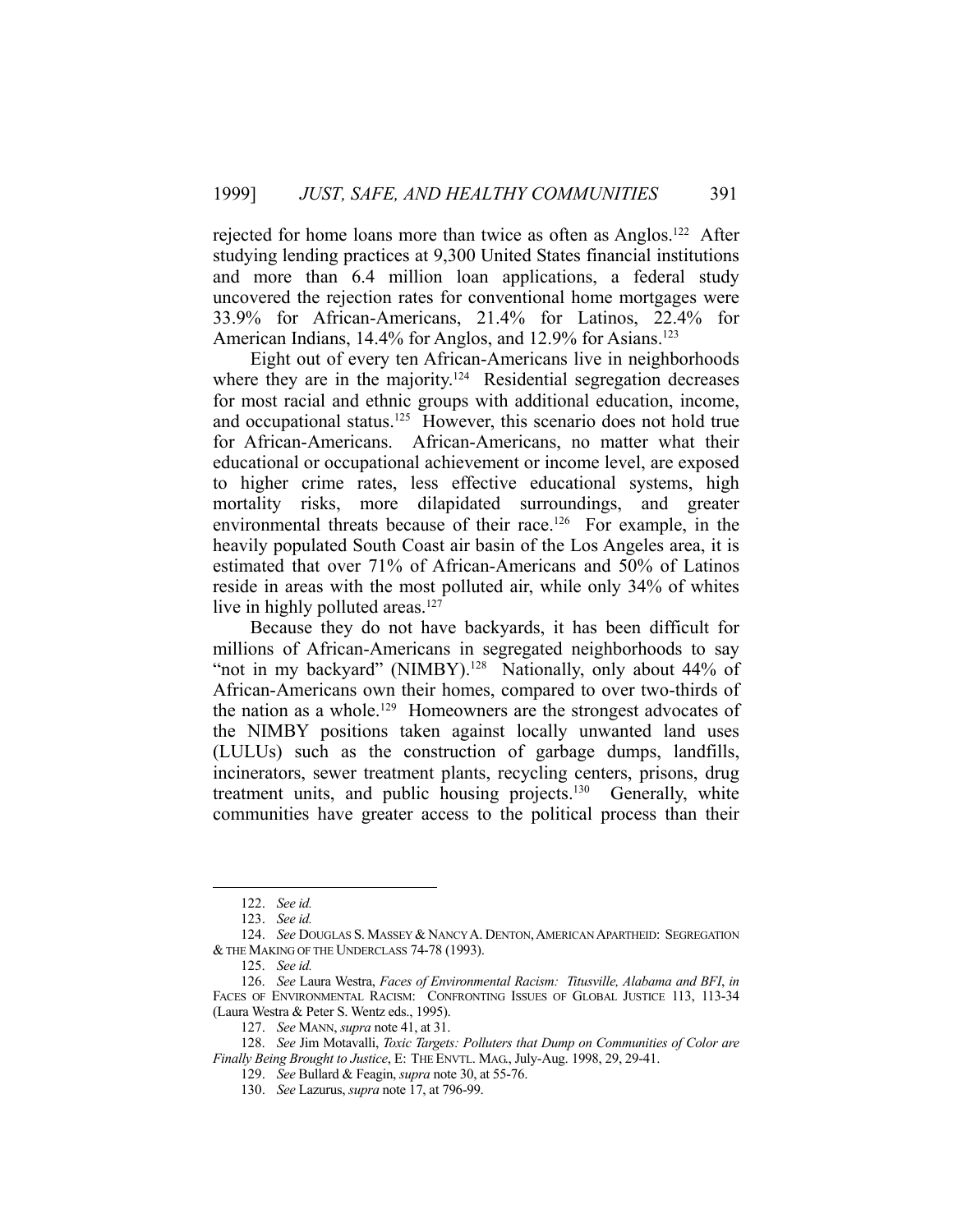rejected for home loans more than twice as often as Anglos.[122] After studying lending practices at 9,300 United States financial institutions and more than 6.4 million loan applications, a federal study uncovered the rejection rates for conventional home mortgages were 33.9% for African-Americans, 21.4% for Latinos, 22.4% for American Indians, 14.4% for Anglos, and 12.9% for Asians.[123]

Eight out of every ten African-Americans live in neighborhoods where they are in the majority.[124] Residential segregation decreases for most racial and ethnic groups with additional education, income, and occupational status.[125] However, this scenario does not hold true for African-Americans. African-Americans, no matter what their educational or occupational achievement or income level, are exposed to higher crime rates, less effective educational systems, high mortality risks, more dilapidated surroundings, and greater environmental threats because of their race.[126] For example, in the heavily populated South Coast air basin of the Los Angeles area, it is estimated that over 71% of African-Americans and 50% of Latinos reside in areas with the most polluted air, while only 34% of whites live in highly polluted areas.[127]

Because they do not have backyards, it has been difficult for millions of African-Americans in segregated neighborhoods to say "not in my backyard" (NIMBY).[128] Nationally, only about 44% of African-Americans own their homes, compared to over two-thirds of the nation as a whole.[129] Homeowners are the strongest advocates of the NIMBY positions taken against locally unwanted land uses (LULUs) such as the construction of garbage dumps, landfills, incinerators, sewer treatment plants, recycling centers, prisons, drug treatment units, and public housing projects.[130] Generally, white communities have greater access to the political process than their

---

122. *See id.*

123. *See id.*

124. *See* DOUGLAS S. MASSEY & NANCY A. DENTON, AMERICAN APARTHEID: SEGREGATION & THE MAKING OF THE UNDERCLASS 74-78 (1993).

125. *See id.*

126. *See* Laura Westra, *Faces of Environmental Racism: Titusville, Alabama and BFI*, *in* FACES OF ENVIRONMENTAL RACISM: CONFRONTING ISSUES OF GLOBAL JUSTICE 113, 113-34 (Laura Westra & Peter S. Wentz eds., 1995).

127. *See* MANN, *supra* note 41, at 31.

128. *See* Jim Motavalli, *Toxic Targets: Polluters that Dump on Communities of Color are Finally Being Brought to Justice*, E: THE ENVTL. MAG., July-Aug. 1998, 29, 29-41.

129. *See* Bullard & Feagin, *supra* note 30, at 55-76.

130. *See* Lazurus, *supra* note 17, at 796-99.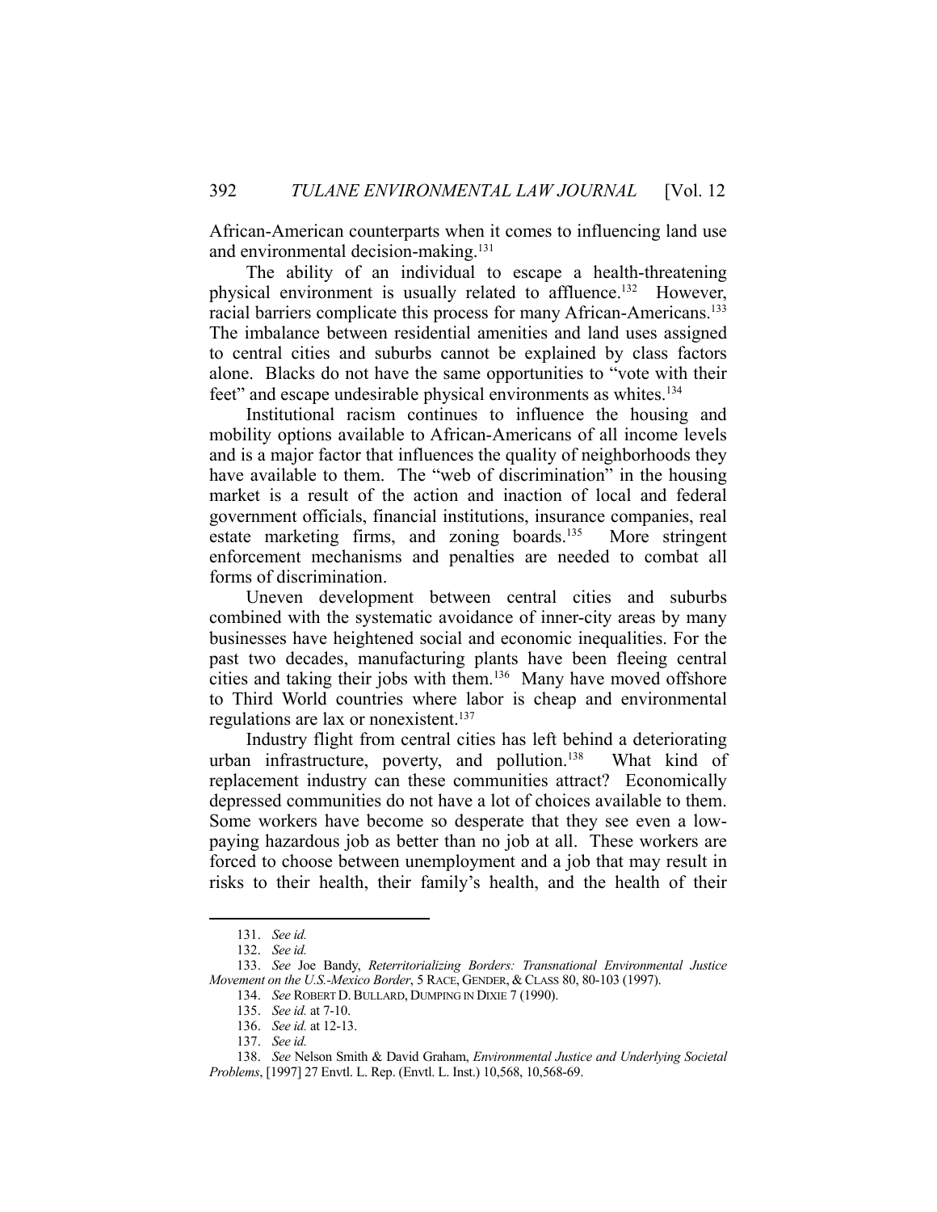African-American counterparts when it comes to influencing land use and environmental decision-making.[131]

The ability of an individual to escape a health-threatening physical environment is usually related to affluence.[132] However, racial barriers complicate this process for many African-Americans.[133] The imbalance between residential amenities and land uses assigned to central cities and suburbs cannot be explained by class factors alone. Blacks do not have the same opportunities to "vote with their feet" and escape undesirable physical environments as whites.[134]

Institutional racism continues to influence the housing and mobility options available to African-Americans of all income levels and is a major factor that influences the quality of neighborhoods they have available to them. The "web of discrimination" in the housing market is a result of the action and inaction of local and federal government officials, financial institutions, insurance companies, real estate marketing firms, and zoning boards.[135] More stringent enforcement mechanisms and penalties are needed to combat all forms of discrimination.

Uneven development between central cities and suburbs combined with the systematic avoidance of inner-city areas by many businesses have heightened social and economic inequalities. For the past two decades, manufacturing plants have been fleeing central cities and taking their jobs with them.[136] Many have moved offshore to Third World countries where labor is cheap and environmental regulations are lax or nonexistent.[137]

Industry flight from central cities has left behind a deteriorating urban infrastructure, poverty, and pollution.[138] What kind of replacement industry can these communities attract? Economically depressed communities do not have a lot of choices available to them. Some workers have become so desperate that they see even a low-paying hazardous job as better than no job at all. These workers are forced to choose between unemployment and a job that may result in risks to their health, their family's health, and the health of their

---

131. *See id.*

132. *See id.*

133. *See* Joe Bandy, *Reterritorializing Borders: Transnational Environmental Justice Movement on the U.S.-Mexico Border*, 5 RACE, GENDER, & CLASS 80, 80-103 (1997).

134. *See* ROBERT D. BULLARD, DUMPING IN DIXIE 7 (1990).

135. *See id.* at 7-10.

136. *See id.* at 12-13.

137. *See id.*

138. *See* Nelson Smith & David Graham, *Environmental Justice and Underlying Societal Problems*, [1997] 27 Envtl. L. Rep. (Envtl. L. Inst.) 10,568, 10,568-69.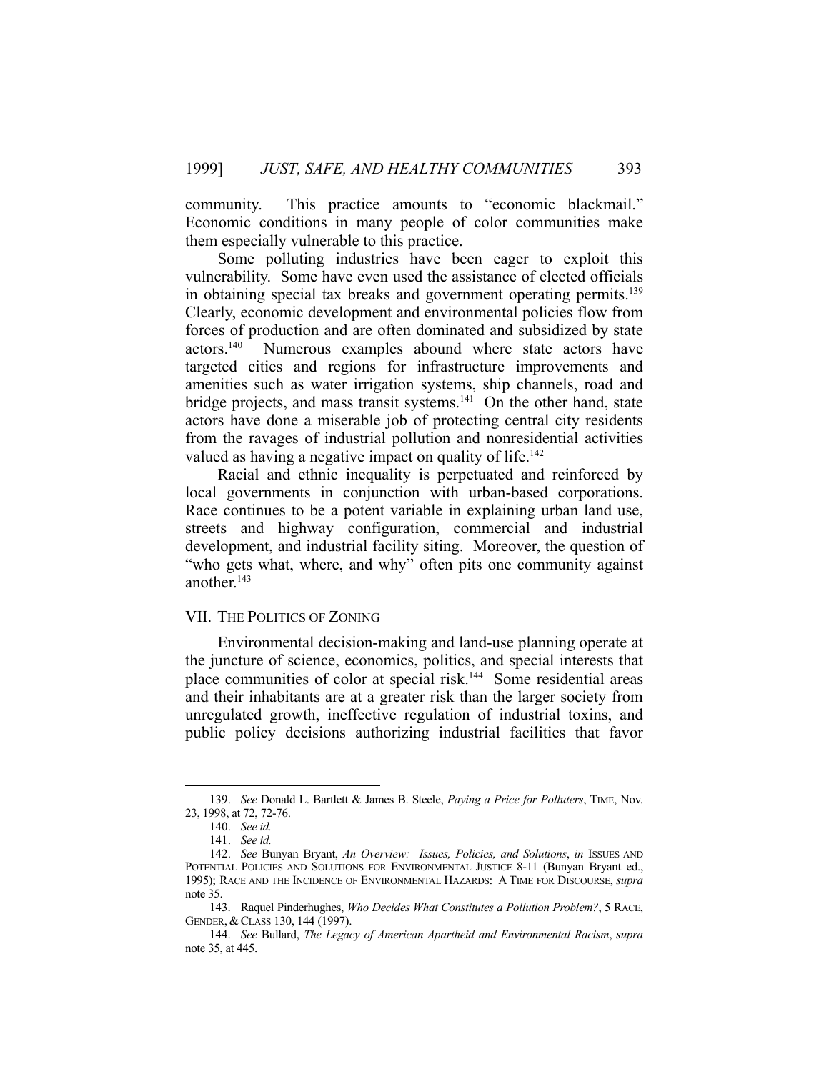community. This practice amounts to "economic blackmail." Economic conditions in many people of color communities make them especially vulnerable to this practice.

Some polluting industries have been eager to exploit this vulnerability. Some have even used the assistance of elected officials in obtaining special tax breaks and government operating permits.[139] Clearly, economic development and environmental policies flow from forces of production and are often dominated and subsidized by state actors.[140] Numerous examples abound where state actors have targeted cities and regions for infrastructure improvements and amenities such as water irrigation systems, ship channels, road and bridge projects, and mass transit systems.[141] On the other hand, state actors have done a miserable job of protecting central city residents from the ravages of industrial pollution and nonresidential activities valued as having a negative impact on quality of life.[142]

Racial and ethnic inequality is perpetuated and reinforced by local governments in conjunction with urban-based corporations. Race continues to be a potent variable in explaining urban land use, streets and highway configuration, commercial and industrial development, and industrial facility siting. Moreover, the question of "who gets what, where, and why" often pits one community against another.[143]

## VII. THE POLITICS OF ZONING

Environmental decision-making and land-use planning operate at the juncture of science, economics, politics, and special interests that place communities of color at special risk.[144] Some residential areas and their inhabitants are at a greater risk than the larger society from unregulated growth, ineffective regulation of industrial toxins, and public policy decisions authorizing industrial facilities that favor

---

139. *See* Donald L. Bartlett & James B. Steele, *Paying a Price for Polluters*, TIME, Nov. 23, 1998, at 72, 72-76.

140. *See id.*

141. *See id.*

142. *See* Bunyan Bryant, *An Overview: Issues, Policies, and Solutions*, *in* ISSUES AND POTENTIAL POLICIES AND SOLUTIONS FOR ENVIRONMENTAL JUSTICE 8-11 (Bunyan Bryant ed., 1995); RACE AND THE INCIDENCE OF ENVIRONMENTAL HAZARDS: A TIME FOR DISCOURSE, *supra* note 35.

143. Raquel Pinderhughes, *Who Decides What Constitutes a Pollution Problem?*, 5 RACE, GENDER, & CLASS 130, 144 (1997).

144. *See* Bullard, *The Legacy of American Apartheid and Environmental Racism*, *supra* note 35, at 445.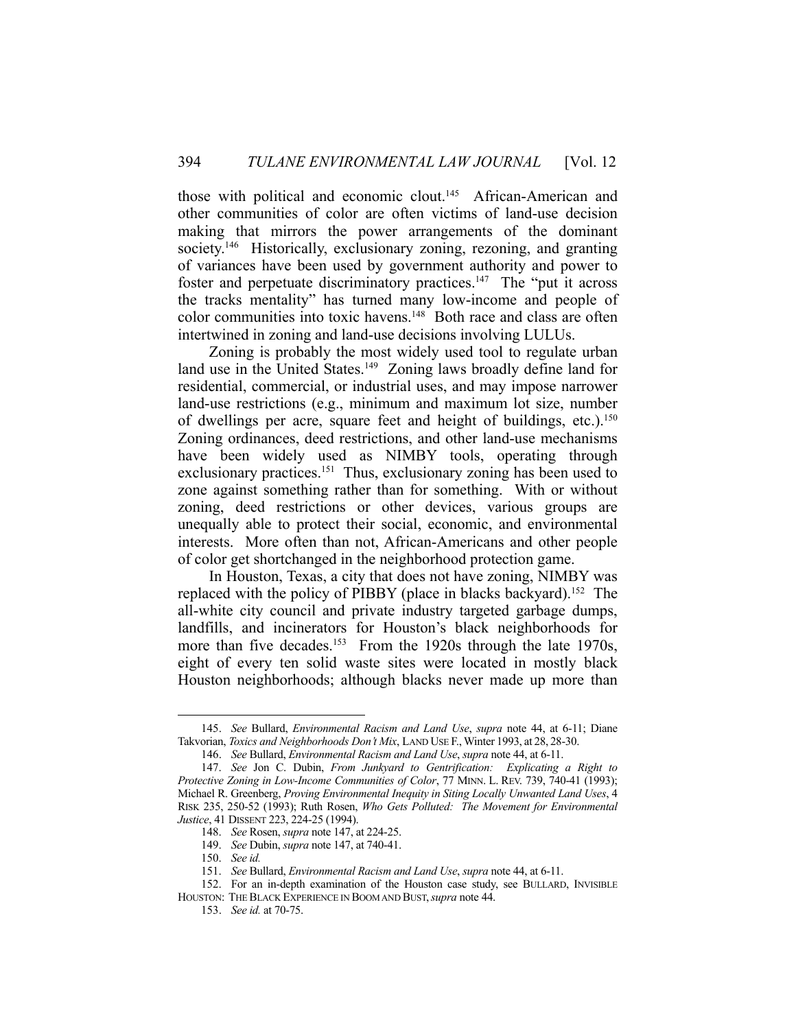those with political and economic clout.[145] African-American and other communities of color are often victims of land-use decision making that mirrors the power arrangements of the dominant society.[146] Historically, exclusionary zoning, rezoning, and granting of variances have been used by government authority and power to foster and perpetuate discriminatory practices.[147] The "put it across the tracks mentality" has turned many low-income and people of color communities into toxic havens.[148] Both race and class are often intertwined in zoning and land-use decisions involving LULUs.

Zoning is probably the most widely used tool to regulate urban land use in the United States.[149] Zoning laws broadly define land for residential, commercial, or industrial uses, and may impose narrower land-use restrictions (e.g., minimum and maximum lot size, number of dwellings per acre, square feet and height of buildings, etc.).[150] Zoning ordinances, deed restrictions, and other land-use mechanisms have been widely used as NIMBY tools, operating through exclusionary practices.[151] Thus, exclusionary zoning has been used to zone against something rather than for something. With or without zoning, deed restrictions or other devices, various groups are unequally able to protect their social, economic, and environmental interests. More often than not, African-Americans and other people of color get shortchanged in the neighborhood protection game.

In Houston, Texas, a city that does not have zoning, NIMBY was replaced with the policy of PIBBY (place in blacks backyard).[152] The all-white city council and private industry targeted garbage dumps, landfills, and incinerators for Houston's black neighborhoods for more than five decades.[153] From the 1920s through the late 1970s, eight of every ten solid waste sites were located in mostly black Houston neighborhoods; although blacks never made up more than

---

145. *See* Bullard, *Environmental Racism and Land Use*, *supra* note 44, at 6-11; Diane Takvorian, *Toxics and Neighborhoods Don't Mix*, LAND USE F., Winter 1993, at 28, 28-30.

146. *See* Bullard, *Environmental Racism and Land Use*, *supra* note 44, at 6-11.

147. *See* Jon C. Dubin, *From Junkyard to Gentrification: Explicating a Right to Protective Zoning in Low-Income Communities of Color*, 77 MINN. L. REV. 739, 740-41 (1993); Michael R. Greenberg, *Proving Environmental Inequity in Siting Locally Unwanted Land Uses*, 4 RISK 235, 250-52 (1993); Ruth Rosen, *Who Gets Polluted: The Movement for Environmental Justice*, 41 DISSENT 223, 224-25 (1994).

148. *See* Rosen, *supra* note 147, at 224-25.

149. *See* Dubin, *supra* note 147, at 740-41.

150. *See id.*

151. *See* Bullard, *Environmental Racism and Land Use*, *supra* note 44, at 6-11.

152. For an in-depth examination of the Houston case study, see BULLARD, INVISIBLE HOUSTON: THE BLACK EXPERIENCE IN BOOM AND BUST, *supra* note 44.

153. *See id.* at 70-75.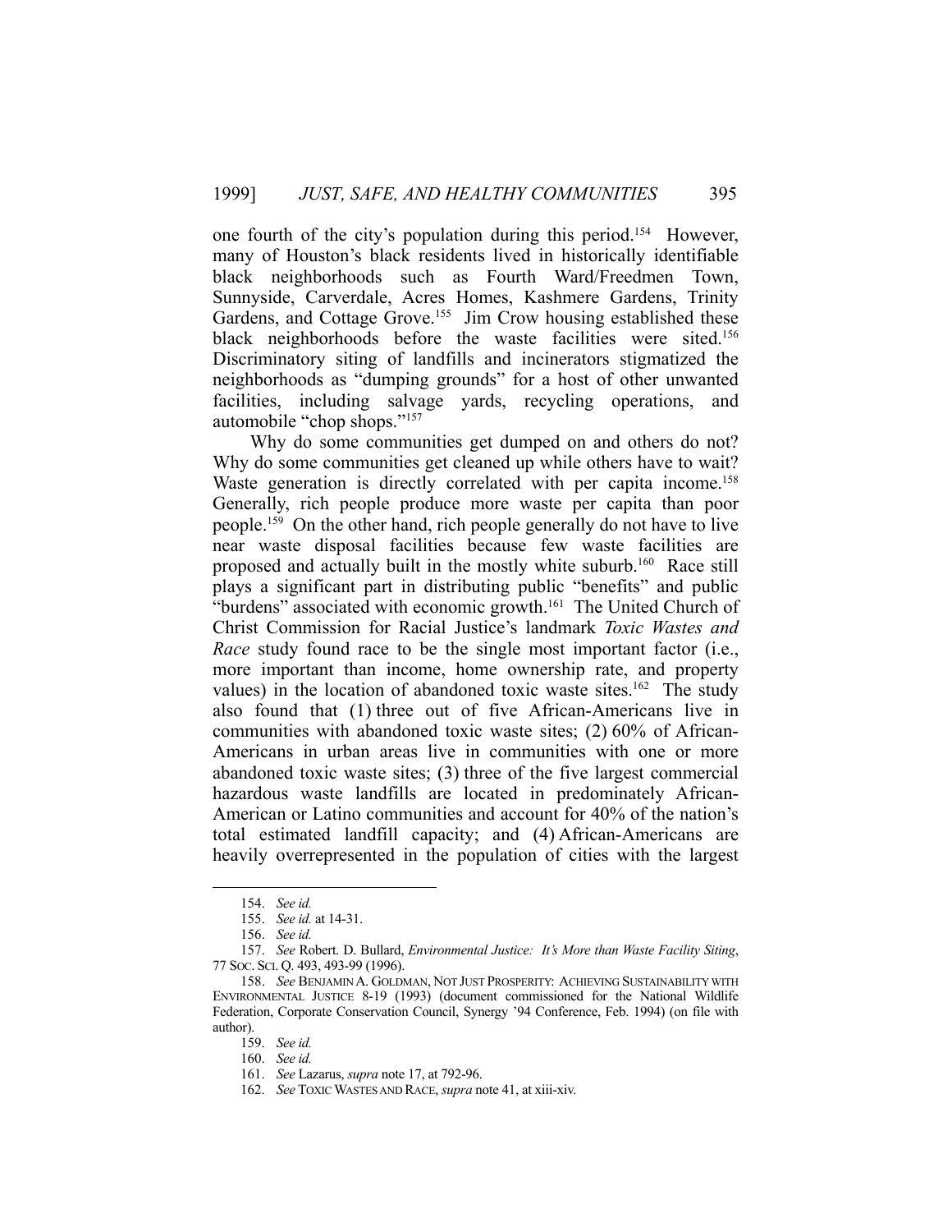one fourth of the city's population during this period.[154] However, many of Houston's black residents lived in historically identifiable black neighborhoods such as Fourth Ward/Freedmen Town, Sunnyside, Carverdale, Acres Homes, Kashmere Gardens, Trinity Gardens, and Cottage Grove.[155] Jim Crow housing established these black neighborhoods before the waste facilities were sited.[156] Discriminatory siting of landfills and incinerators stigmatized the neighborhoods as "dumping grounds" for a host of other unwanted facilities, including salvage yards, recycling operations, and automobile "chop shops."[157]

Why do some communities get dumped on and others do not? Why do some communities get cleaned up while others have to wait? Waste generation is directly correlated with per capita income.[158] Generally, rich people produce more waste per capita than poor people.[159] On the other hand, rich people generally do not have to live near waste disposal facilities because few waste facilities are proposed and actually built in the mostly white suburb.[160] Race still plays a significant part in distributing public "benefits" and public "burdens" associated with economic growth.[161] The United Church of Christ Commission for Racial Justice's landmark *Toxic Wastes and Race* study found race to be the single most important factor (i.e., more important than income, home ownership rate, and property values) in the location of abandoned toxic waste sites.[162] The study also found that (1) three out of five African-Americans live in communities with abandoned toxic waste sites; (2) 60% of African-Americans in urban areas live in communities with one or more abandoned toxic waste sites; (3) three of the five largest commercial hazardous waste landfills are located in predominately African-American or Latino communities and account for 40% of the nation's total estimated landfill capacity; and (4) African-Americans are heavily overrepresented in the population of cities with the largest

---

154. *See id.*

155. *See id.* at 14-31.

156. *See id.*

157. *See* Robert. D. Bullard, *Environmental Justice: It's More than Waste Facility Siting*, 77 SOC. SCI. Q. 493, 493-99 (1996).

158. *See* BENJAMIN A. GOLDMAN, NOT JUST PROSPERITY: ACHIEVING SUSTAINABILITY WITH ENVIRONMENTAL JUSTICE 8-19 (1993) (document commissioned for the National Wildlife Federation, Corporate Conservation Council, Synergy '94 Conference, Feb. 1994) (on file with author).

159. *See id.*

160. *See id.*

161. *See* Lazarus, *supra* note 17, at 792-96.

162. *See* TOXIC WASTES AND RACE, *supra* note 41, at xiii-xiv.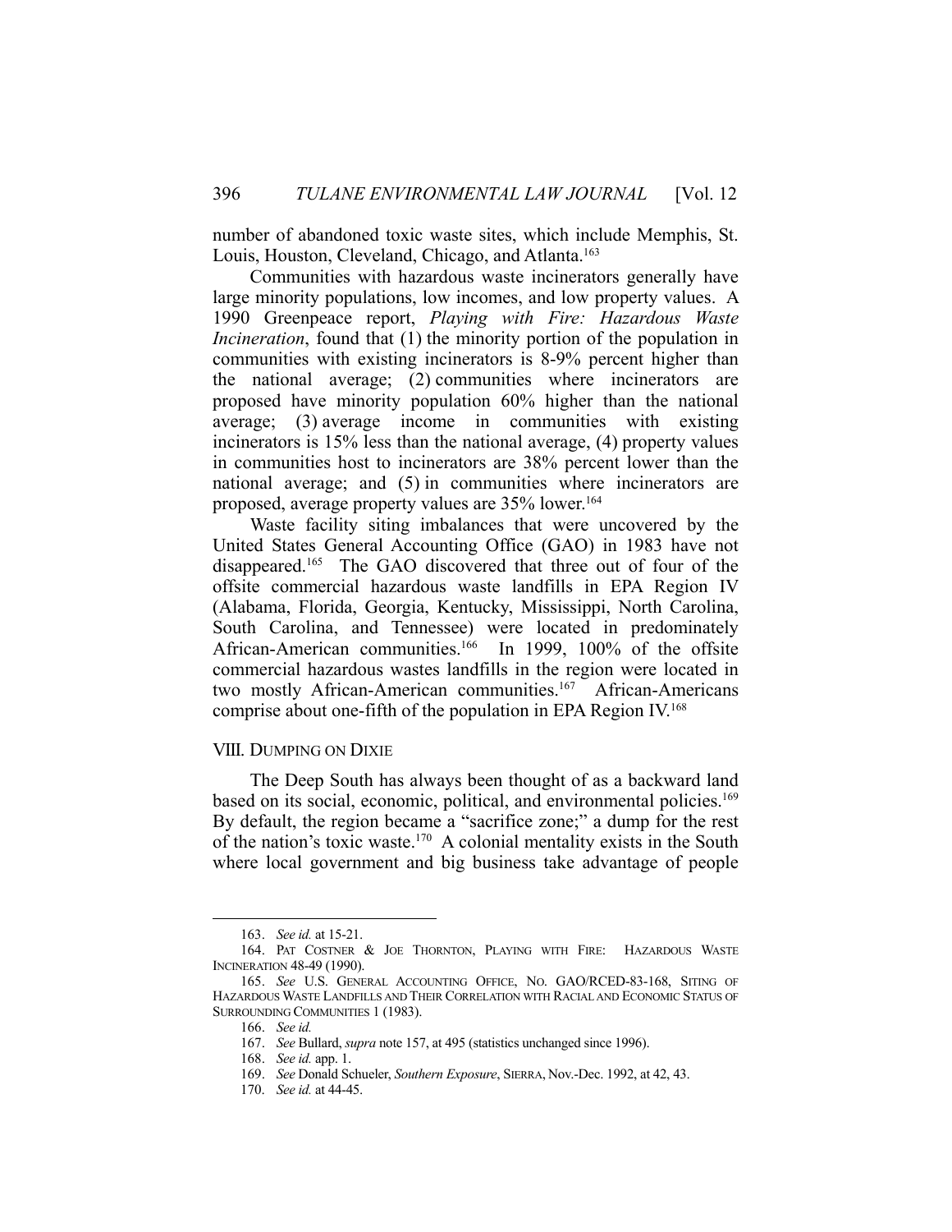number of abandoned toxic waste sites, which include Memphis, St. Louis, Houston, Cleveland, Chicago, and Atlanta.[163]

Communities with hazardous waste incinerators generally have large minority populations, low incomes, and low property values. A 1990 Greenpeace report, *Playing with Fire: Hazardous Waste Incineration*, found that (1) the minority portion of the population in communities with existing incinerators is 8-9% percent higher than the national average; (2) communities where incinerators are proposed have minority population 60% higher than the national average; (3) average income in communities with existing incinerators is 15% less than the national average, (4) property values in communities host to incinerators are 38% percent lower than the national average; and (5) in communities where incinerators are proposed, average property values are 35% lower.[164]

Waste facility siting imbalances that were uncovered by the United States General Accounting Office (GAO) in 1983 have not disappeared.[165] The GAO discovered that three out of four of the offsite commercial hazardous waste landfills in EPA Region IV (Alabama, Florida, Georgia, Kentucky, Mississippi, North Carolina, South Carolina, and Tennessee) were located in predominately African-American communities.[166] In 1999, 100% of the offsite commercial hazardous wastes landfills in the region were located in two mostly African-American communities.[167] African-Americans comprise about one-fifth of the population in EPA Region IV.[168]

## VIII. DUMPING ON DIXIE

The Deep South has always been thought of as a backward land based on its social, economic, political, and environmental policies.[169] By default, the region became a "sacrifice zone;" a dump for the rest of the nation's toxic waste.[170] A colonial mentality exists in the South where local government and big business take advantage of people

---

163. *See id.* at 15-21.

164. PAT COSTNER & JOE THORNTON, PLAYING WITH FIRE: HAZARDOUS WASTE INCINERATION 48-49 (1990).

165. *See* U.S. GENERAL ACCOUNTING OFFICE, NO. GAO/RCED-83-168, SITING OF HAZARDOUS WASTE LANDFILLS AND THEIR CORRELATION WITH RACIAL AND ECONOMIC STATUS OF SURROUNDING COMMUNITIES 1 (1983).

166. *See id.*

167. *See* Bullard, *supra* note 157, at 495 (statistics unchanged since 1996).

168. *See id.* app. 1.

169. *See* Donald Schueler, *Southern Exposure*, SIERRA, Nov.-Dec. 1992, at 42, 43.

170. *See id.* at 44-45.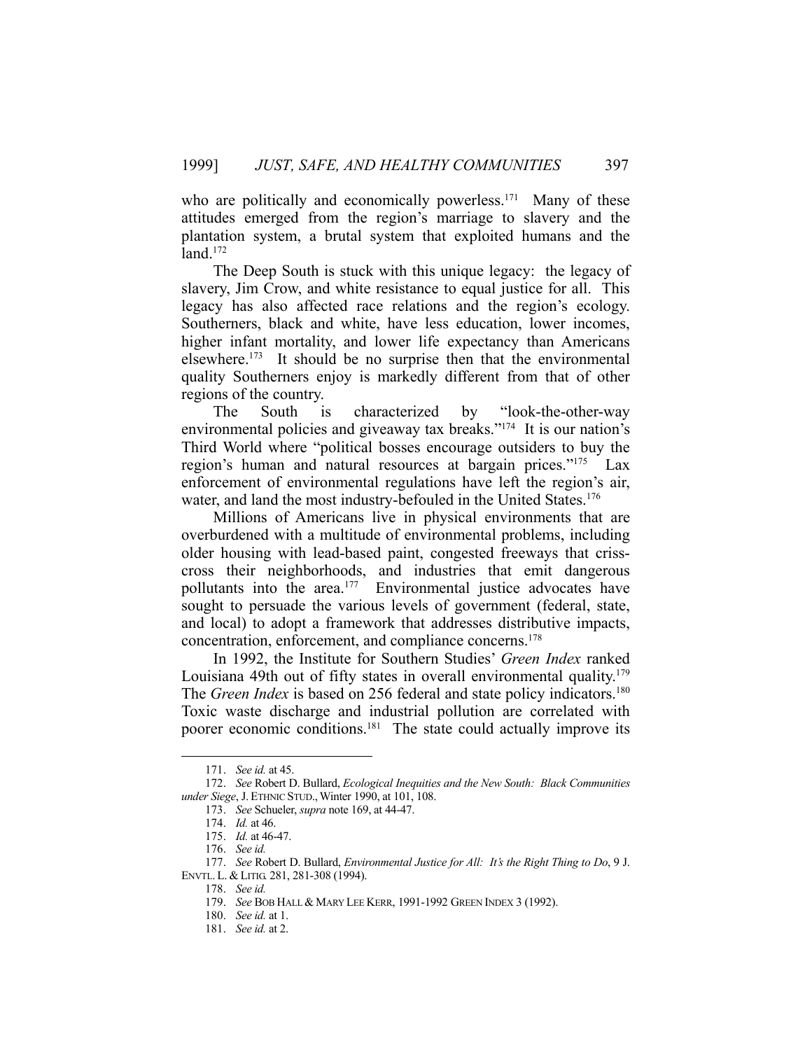who are politically and economically powerless.[171] Many of these attitudes emerged from the region's marriage to slavery and the plantation system, a brutal system that exploited humans and the land.[172]

The Deep South is stuck with this unique legacy: the legacy of slavery, Jim Crow, and white resistance to equal justice for all. This legacy has also affected race relations and the region's ecology. Southerners, black and white, have less education, lower incomes, higher infant mortality, and lower life expectancy than Americans elsewhere.[173] It should be no surprise then that the environmental quality Southerners enjoy is markedly different from that of other regions of the country.

The South is characterized by "look-the-other-way environmental policies and giveaway tax breaks."[174] It is our nation's Third World where "political bosses encourage outsiders to buy the region's human and natural resources at bargain prices."[175] Lax enforcement of environmental regulations have left the region's air, water, and land the most industry-befouled in the United States.[176]

Millions of Americans live in physical environments that are overburdened with a multitude of environmental problems, including older housing with lead-based paint, congested freeways that criss-cross their neighborhoods, and industries that emit dangerous pollutants into the area.[177] Environmental justice advocates have sought to persuade the various levels of government (federal, state, and local) to adopt a framework that addresses distributive impacts, concentration, enforcement, and compliance concerns.[178]

In 1992, the Institute for Southern Studies' *Green Index* ranked Louisiana 49th out of fifty states in overall environmental quality.[179] The *Green Index* is based on 256 federal and state policy indicators.[180] Toxic waste discharge and industrial pollution are correlated with poorer economic conditions.[181] The state could actually improve its

---

171. *See id.* at 45.

172. *See* Robert D. Bullard, *Ecological Inequities and the New South: Black Communities under Siege*, J. ETHNIC STUD., Winter 1990, at 101, 108.

173. *See* Schueler, *supra* note 169, at 44-47.

174. *Id.* at 46.

175. *Id.* at 46-47.

176. *See id.*

177. *See* Robert D. Bullard, *Environmental Justice for All: It's the Right Thing to Do*, 9 J. ENVTL. L. & LITIG. 281, 281-308 (1994).

178. *See id.*

179. *See* BOB HALL & MARY LEE KERR, 1991-1992 GREEN INDEX 3 (1992).

180. *See id.* at 1.

181. *See id.* at 2.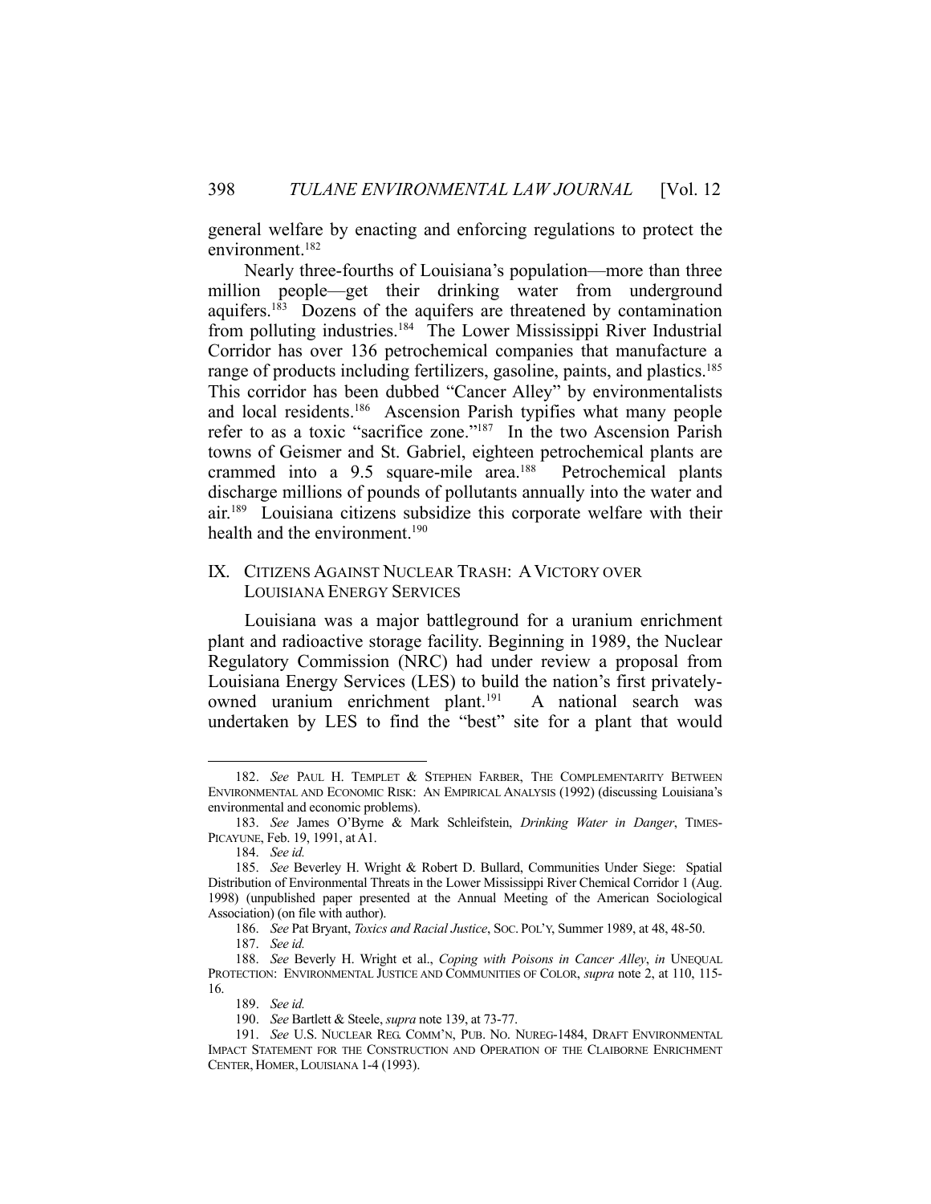general welfare by enacting and enforcing regulations to protect the environment.[182]

Nearly three-fourths of Louisiana's population—more than three million people—get their drinking water from underground aquifers.[183] Dozens of the aquifers are threatened by contamination from polluting industries.[184] The Lower Mississippi River Industrial Corridor has over 136 petrochemical companies that manufacture a range of products including fertilizers, gasoline, paints, and plastics.[185] This corridor has been dubbed "Cancer Alley" by environmentalists and local residents.[186] Ascension Parish typifies what many people refer to as a toxic "sacrifice zone."[187] In the two Ascension Parish towns of Geismer and St. Gabriel, eighteen petrochemical plants are crammed into a 9.5 square-mile area.[188] Petrochemical plants discharge millions of pounds of pollutants annually into the water and air.[189] Louisiana citizens subsidize this corporate welfare with their health and the environment.[190]

## IX. CITIZENS AGAINST NUCLEAR TRASH: A VICTORY OVER LOUISIANA ENERGY SERVICES

Louisiana was a major battleground for a uranium enrichment plant and radioactive storage facility. Beginning in 1989, the Nuclear Regulatory Commission (NRC) had under review a proposal from Louisiana Energy Services (LES) to build the nation's first privately-owned uranium enrichment plant.[191] A national search was undertaken by LES to find the "best" site for a plant that would

---

182. *See* PAUL H. TEMPLET & STEPHEN FARBER, THE COMPLEMENTARITY BETWEEN ENVIRONMENTAL AND ECONOMIC RISK: AN EMPIRICAL ANALYSIS (1992) (discussing Louisiana's environmental and economic problems).

183. *See* James O'Byrne & Mark Schleifstein, *Drinking Water in Danger*, TIMES-PICAYUNE, Feb. 19, 1991, at A1.

184. *See id.*

185. *See* Beverley H. Wright & Robert D. Bullard, Communities Under Siege: Spatial Distribution of Environmental Threats in the Lower Mississippi River Chemical Corridor 1 (Aug. 1998) (unpublished paper presented at the Annual Meeting of the American Sociological Association) (on file with author).

186. *See* Pat Bryant, *Toxics and Racial Justice*, SOC. POL'Y, Summer 1989, at 48, 48-50.

187. *See id.*

188. *See* Beverly H. Wright et al., *Coping with Poisons in Cancer Alley*, *in* UNEQUAL PROTECTION: ENVIRONMENTAL JUSTICE AND COMMUNITIES OF COLOR, *supra* note 2, at 110, 115-16.

189. *See id.*

190. *See* Bartlett & Steele, *supra* note 139, at 73-77.

191. *See* U.S. NUCLEAR REG. COMM'N, PUB. NO. NUREG-1484, DRAFT ENVIRONMENTAL IMPACT STATEMENT FOR THE CONSTRUCTION AND OPERATION OF THE CLAIBORNE ENRICHMENT CENTER, HOMER, LOUISIANA 1-4 (1993).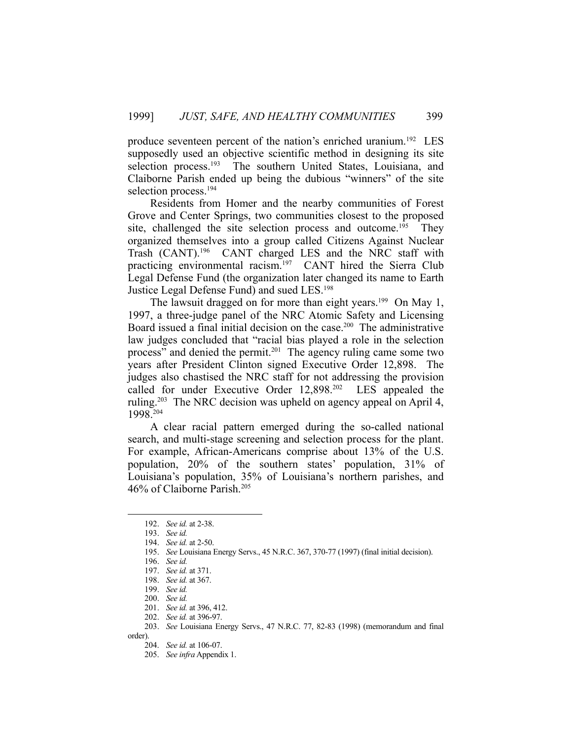produce seventeen percent of the nation's enriched uranium.[192] LES supposedly used an objective scientific method in designing its site selection process.[193] The southern United States, Louisiana, and Claiborne Parish ended up being the dubious "winners" of the site selection process.[194]

Residents from Homer and the nearby communities of Forest Grove and Center Springs, two communities closest to the proposed site, challenged the site selection process and outcome.[195] They organized themselves into a group called Citizens Against Nuclear Trash (CANT).[196] CANT charged LES and the NRC staff with practicing environmental racism.[197] CANT hired the Sierra Club Legal Defense Fund (the organization later changed its name to Earth Justice Legal Defense Fund) and sued LES.[198]

The lawsuit dragged on for more than eight years.[199] On May 1, 1997, a three-judge panel of the NRC Atomic Safety and Licensing Board issued a final initial decision on the case.[200] The administrative law judges concluded that "racial bias played a role in the selection process" and denied the permit.[201] The agency ruling came some two years after President Clinton signed Executive Order 12,898. The judges also chastised the NRC staff for not addressing the provision called for under Executive Order 12,898.[202] LES appealed the ruling.[203] The NRC decision was upheld on agency appeal on April 4, 1998.[204]

A clear racial pattern emerged during the so-called national search, and multi-stage screening and selection process for the plant. For example, African-Americans comprise about 13% of the U.S. population, 20% of the southern states' population, 31% of Louisiana's population, 35% of Louisiana's northern parishes, and 46% of Claiborne Parish.[205]

---

192. *See id.* at 2-38.
193. *See id.*
194. *See id.* at 2-50.
195. *See* Louisiana Energy Servs., 45 N.R.C. 367, 370-77 (1997) (final initial decision).
196. *See id.*
197. *See id.* at 371.
198. *See id.* at 367.
199. *See id.*
200. *See id.*
201. *See id.* at 396, 412.
202. *See id.* at 396-97.
203. *See* Louisiana Energy Servs., 47 N.R.C. 77, 82-83 (1998) (memorandum and final order).
204. *See id.* at 106-07.
205. *See infra* Appendix 1.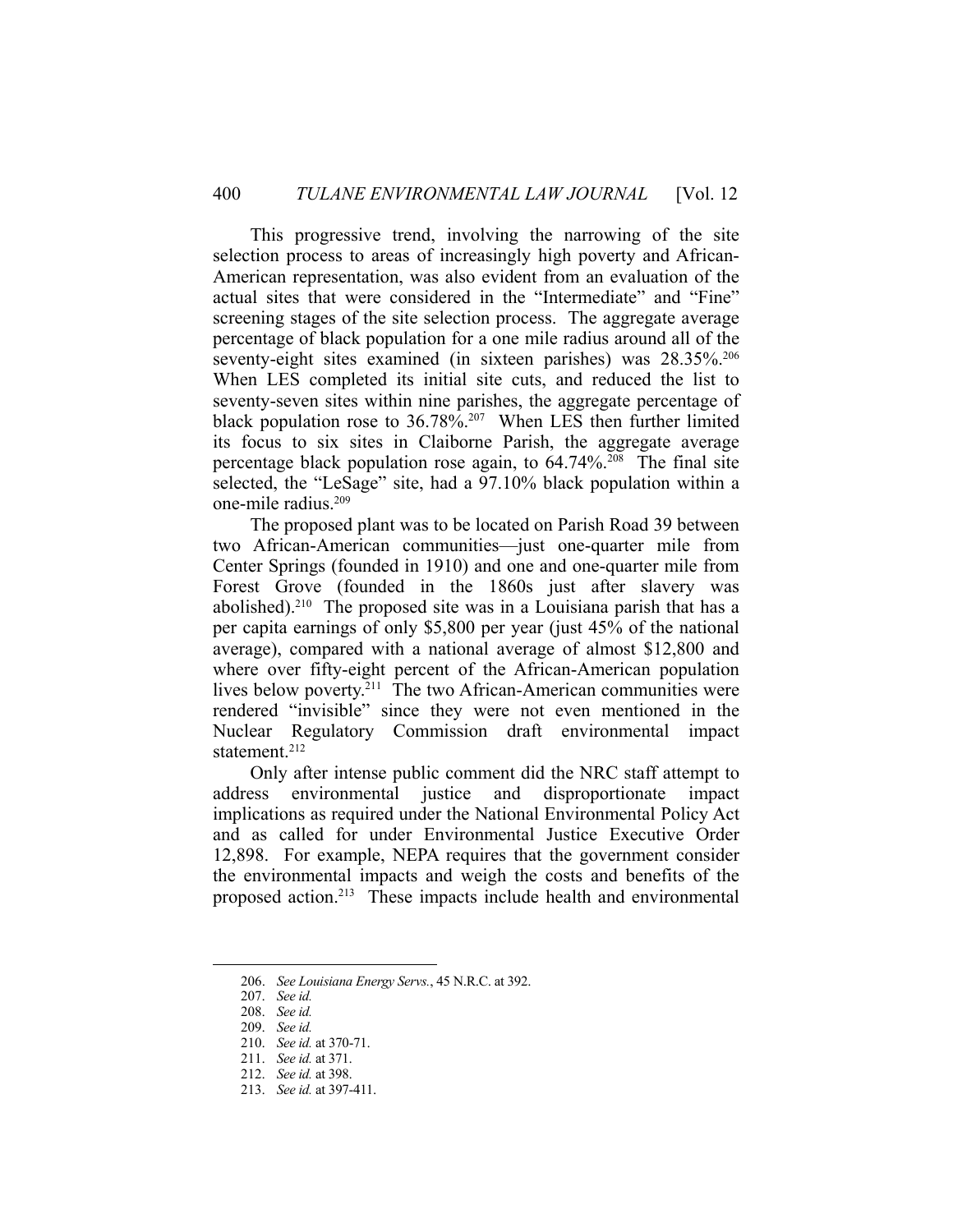This progressive trend, involving the narrowing of the site selection process to areas of increasingly high poverty and African-American representation, was also evident from an evaluation of the actual sites that were considered in the "Intermediate" and "Fine" screening stages of the site selection process. The aggregate average percentage of black population for a one mile radius around all of the seventy-eight sites examined (in sixteen parishes) was 28.35%.[206] When LES completed its initial site cuts, and reduced the list to seventy-seven sites within nine parishes, the aggregate percentage of black population rose to 36.78%.[207] When LES then further limited its focus to six sites in Claiborne Parish, the aggregate average percentage black population rose again, to 64.74%.[208] The final site selected, the "LeSage" site, had a 97.10% black population within a one-mile radius.[209]

The proposed plant was to be located on Parish Road 39 between two African-American communities—just one-quarter mile from Center Springs (founded in 1910) and one and one-quarter mile from Forest Grove (founded in the 1860s just after slavery was abolished).[210] The proposed site was in a Louisiana parish that has a per capita earnings of only \$5,800 per year (just 45% of the national average), compared with a national average of almost \$12,800 and where over fifty-eight percent of the African-American population lives below poverty.[211] The two African-American communities were rendered "invisible" since they were not even mentioned in the Nuclear Regulatory Commission draft environmental impact statement.[212]

Only after intense public comment did the NRC staff attempt to address environmental justice and disproportionate impact implications as required under the National Environmental Policy Act and as called for under Environmental Justice Executive Order 12,898. For example, NEPA requires that the government consider the environmental impacts and weigh the costs and benefits of the proposed action.[213] These impacts include health and environmental

---

206. *See Louisiana Energy Servs.*, 45 N.R.C. at 392.
207. *See id.*
208. *See id.*
209. *See id.*
210. *See id.* at 370-71.
211. *See id.* at 371.
212. *See id.* at 398.
213. *See id.* at 397-411.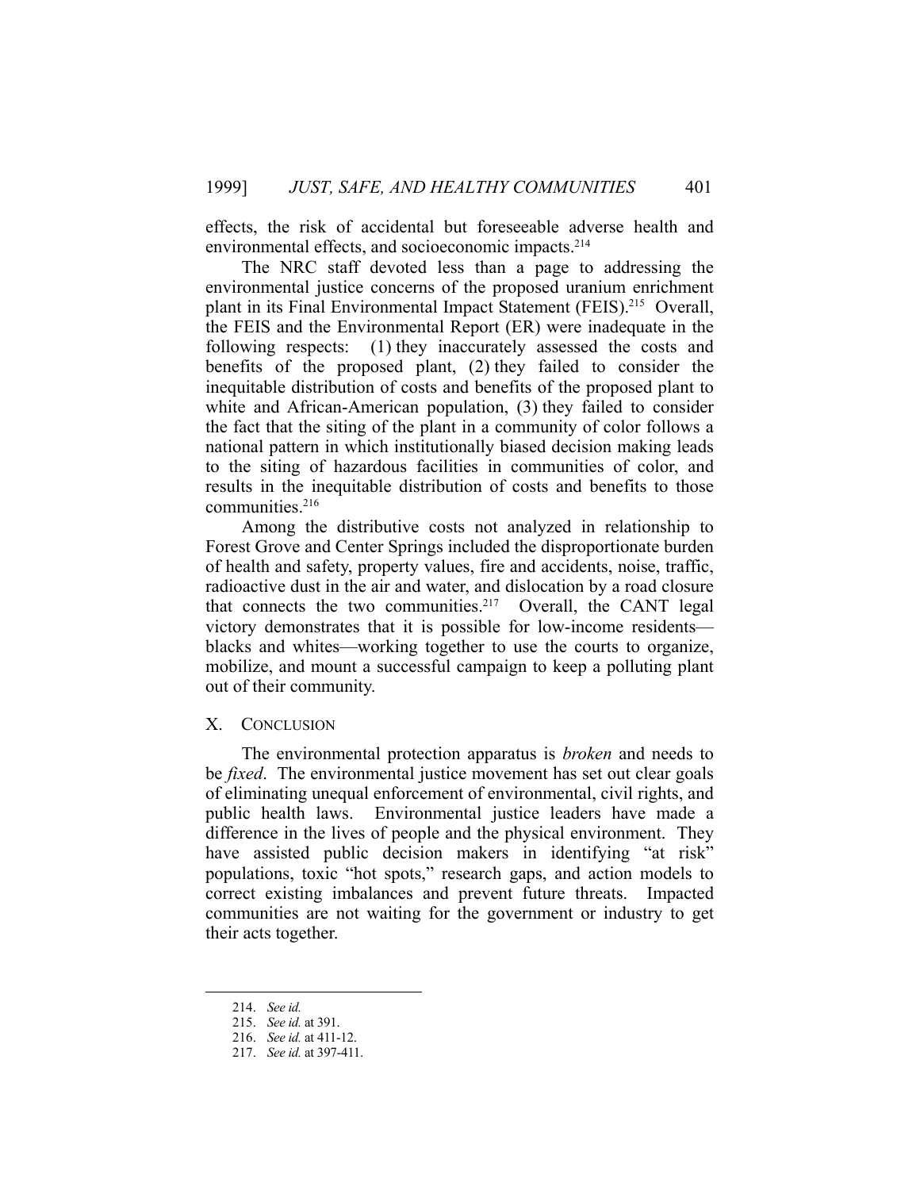effects, the risk of accidental but foreseeable adverse health and environmental effects, and socioeconomic impacts.[214]

The NRC staff devoted less than a page to addressing the environmental justice concerns of the proposed uranium enrichment plant in its Final Environmental Impact Statement (FEIS).[215] Overall, the FEIS and the Environmental Report (ER) were inadequate in the following respects: (1) they inaccurately assessed the costs and benefits of the proposed plant, (2) they failed to consider the inequitable distribution of costs and benefits of the proposed plant to white and African-American population, (3) they failed to consider the fact that the siting of the plant in a community of color follows a national pattern in which institutionally biased decision making leads to the siting of hazardous facilities in communities of color, and results in the inequitable distribution of costs and benefits to those communities.[216]

Among the distributive costs not analyzed in relationship to Forest Grove and Center Springs included the disproportionate burden of health and safety, property values, fire and accidents, noise, traffic, radioactive dust in the air and water, and dislocation by a road closure that connects the two communities.[217] Overall, the CANT legal victory demonstrates that it is possible for low-income residents—blacks and whites—working together to use the courts to organize, mobilize, and mount a successful campaign to keep a polluting plant out of their community.

## X. CONCLUSION

The environmental protection apparatus is *broken* and needs to be *fixed*. The environmental justice movement has set out clear goals of eliminating unequal enforcement of environmental, civil rights, and public health laws. Environmental justice leaders have made a difference in the lives of people and the physical environment. They have assisted public decision makers in identifying "at risk" populations, toxic "hot spots," research gaps, and action models to correct existing imbalances and prevent future threats. Impacted communities are not waiting for the government or industry to get their acts together.

---

214. *See id.*
215. *See id.* at 391.
216. *See id.* at 411-12.
217. *See id.* at 397-411.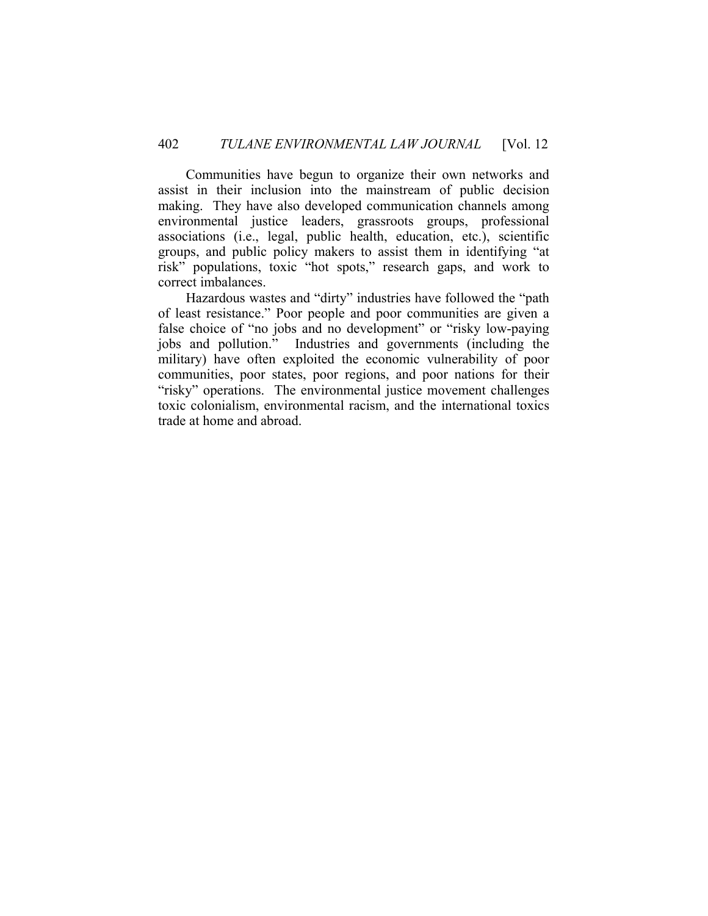Communities have begun to organize their own networks and assist in their inclusion into the mainstream of public decision making. They have also developed communication channels among environmental justice leaders, grassroots groups, professional associations (i.e., legal, public health, education, etc.), scientific groups, and public policy makers to assist them in identifying "at risk" populations, toxic "hot spots," research gaps, and work to correct imbalances.

Hazardous wastes and "dirty" industries have followed the "path of least resistance." Poor people and poor communities are given a false choice of "no jobs and no development" or "risky low-paying jobs and pollution." Industries and governments (including the military) have often exploited the economic vulnerability of poor communities, poor states, poor regions, and poor nations for their "risky" operations. The environmental justice movement challenges toxic colonialism, environmental racism, and the international toxics trade at home and abroad.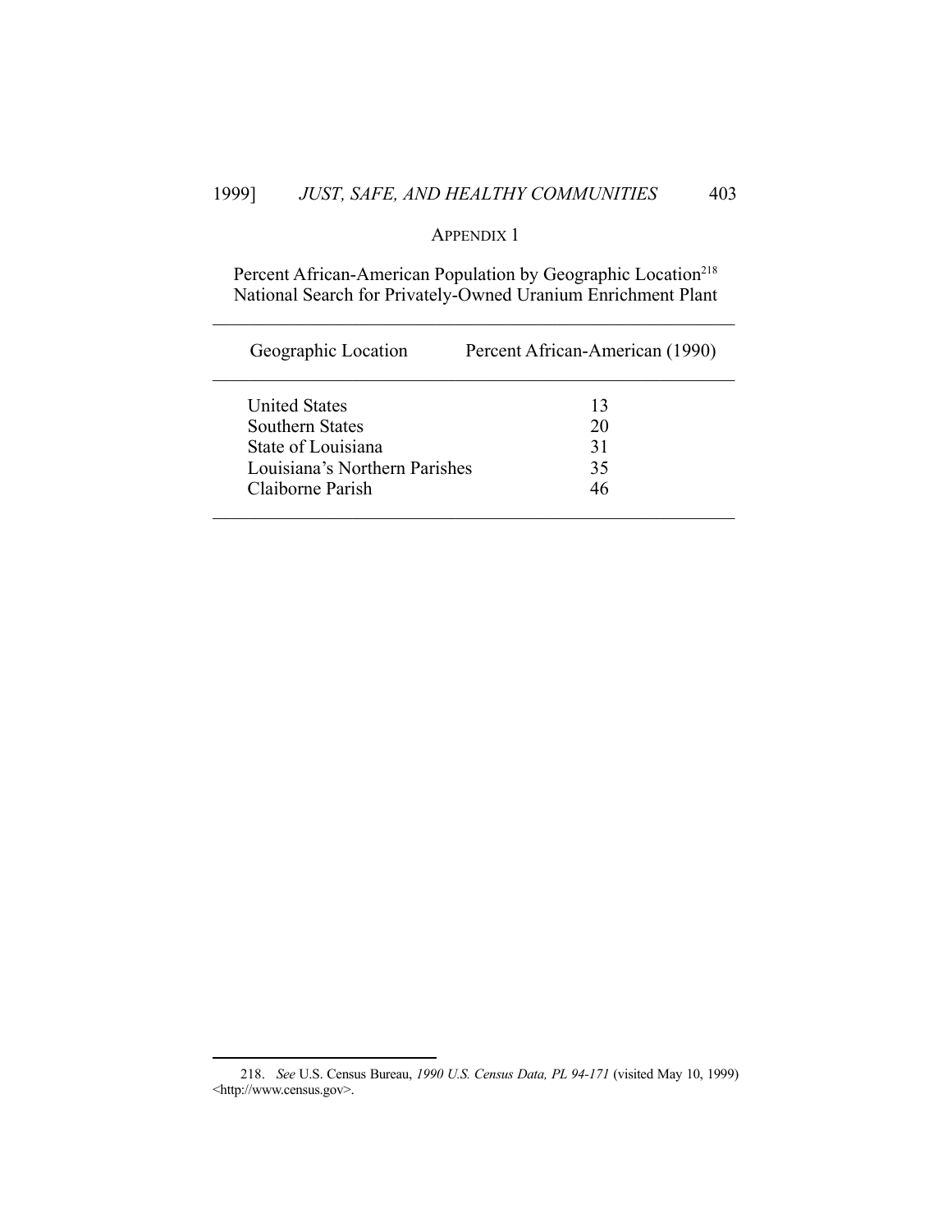## APPENDIX 1

Percent African-American Population by Geographic Location[218]
National Search for Privately-Owned Uranium Enrichment Plant

| Geographic Location | Percent African-American (1990) |
|---|---|
| United States | 13 |
| Southern States | 20 |
| State of Louisiana | 31 |
| Louisiana's Northern Parishes | 35 |
| Claiborne Parish | 46 |

---

218. *See* U.S. Census Bureau, *1990 U.S. Census Data, PL 94-171* (visited May 10, 1999) <http://www.census.gov>.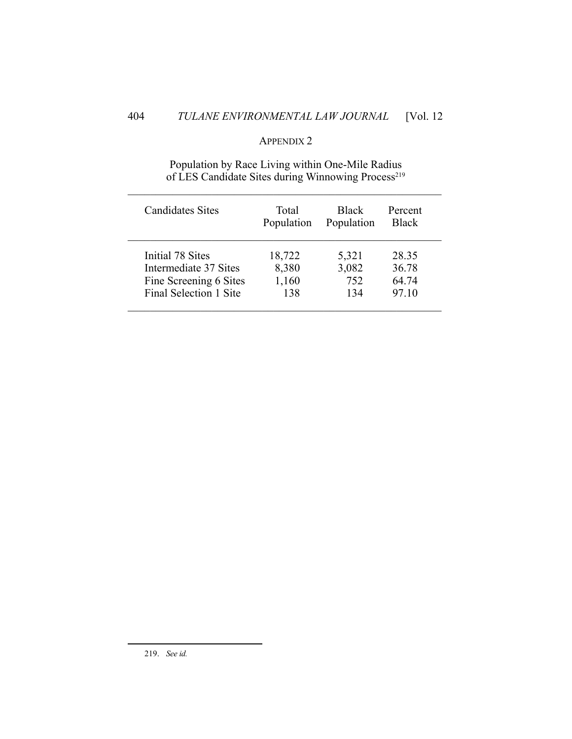## Appendix 2

Population by Race Living within One-Mile Radius of LES Candidate Sites during Winnowing Process[219]

| Candidates Sites | Total Population | Black Population | Percent Black |
|---|---|---|---|
| Initial 78 Sites | 18,722 | 5,321 | 28.35 |
| Intermediate 37 Sites | 8,380 | 3,082 | 36.78 |
| Fine Screening 6 Sites | 1,160 | 752 | 64.74 |
| Final Selection 1 Site | 138 | 134 | 97.10 |

219. *See id.*